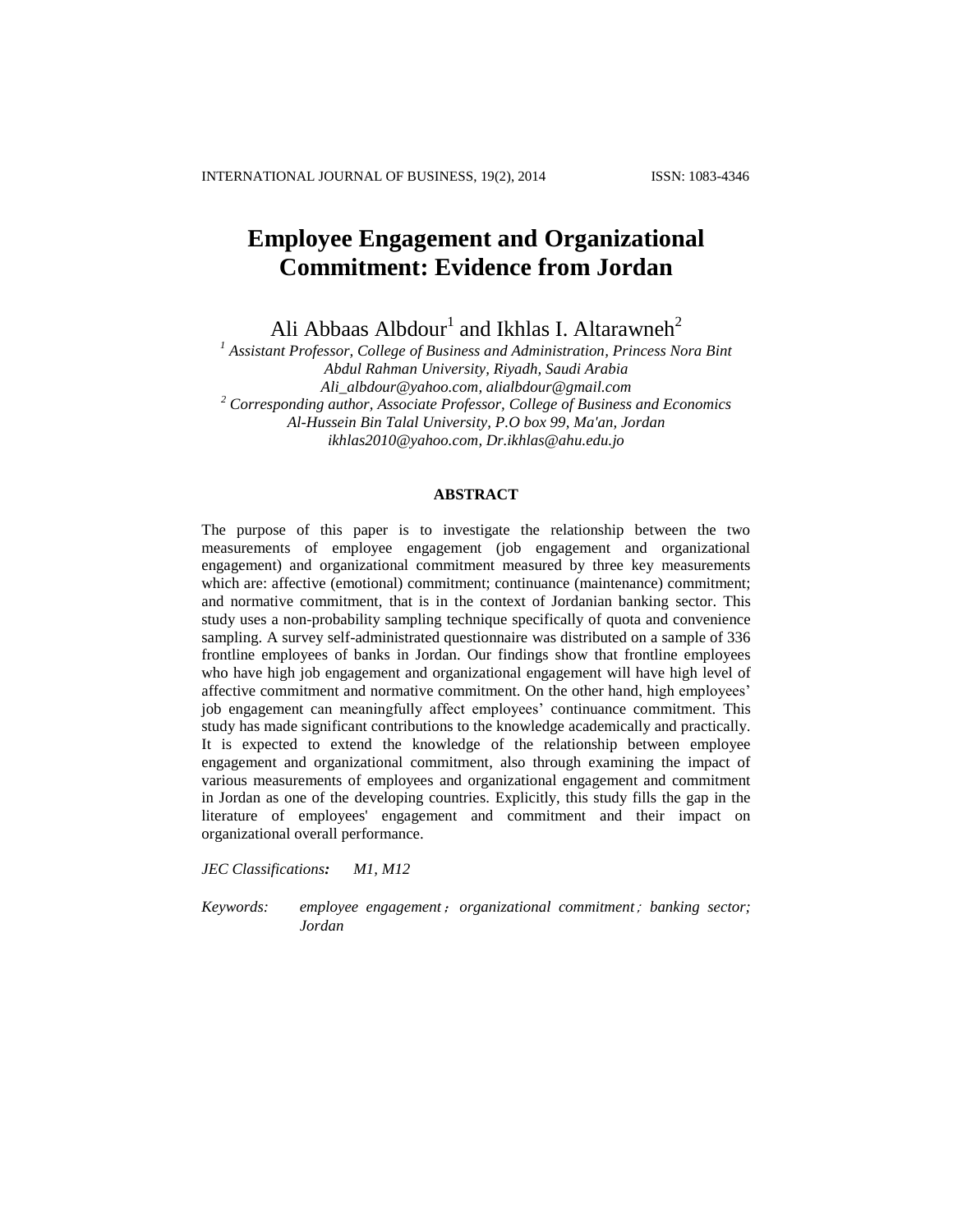# Employee Engagement and Organizational Commitment: Evidence from Jordan

Ali Abbaas Albdour[1] and Ikhlas I. Altarawneh[2]

[1] *Assistant Professor, College of Business and Administration, Princess Nora Bint Abdul Rahman University, Riyadh, Saudi Arabia*
*Ali_albdour@yahoo.com, alialbdour@gmail.com*

[2] *Corresponding author, Associate Professor, College of Business and Economics Al-Hussein Bin Talal University, P.O box 99, Ma'an, Jordan*
*ikhlas2010@yahoo.com, Dr.ikhlas@ahu.edu.jo*

## ABSTRACT

The purpose of this paper is to investigate the relationship between the two measurements of employee engagement (job engagement and organizational engagement) and organizational commitment measured by three key measurements which are: affective (emotional) commitment; continuance (maintenance) commitment; and normative commitment, that is in the context of Jordanian banking sector. This study uses a non-probability sampling technique specifically of quota and convenience sampling. A survey self-administrated questionnaire was distributed on a sample of 336 frontline employees of banks in Jordan. Our findings show that frontline employees who have high job engagement and organizational engagement will have high level of affective commitment and normative commitment. On the other hand, high employees' job engagement can meaningfully affect employees' continuance commitment. This study has made significant contributions to the knowledge academically and practically. It is expected to extend the knowledge of the relationship between employee engagement and organizational commitment, also through examining the impact of various measurements of employees and organizational engagement and commitment in Jordan as one of the developing countries. Explicitly, this study fills the gap in the literature of employees' engagement and commitment and their impact on organizational overall performance.

*JEC Classifications:* *M1, M12*

*Keywords:* *employee engagement; organizational commitment; banking sector; Jordan*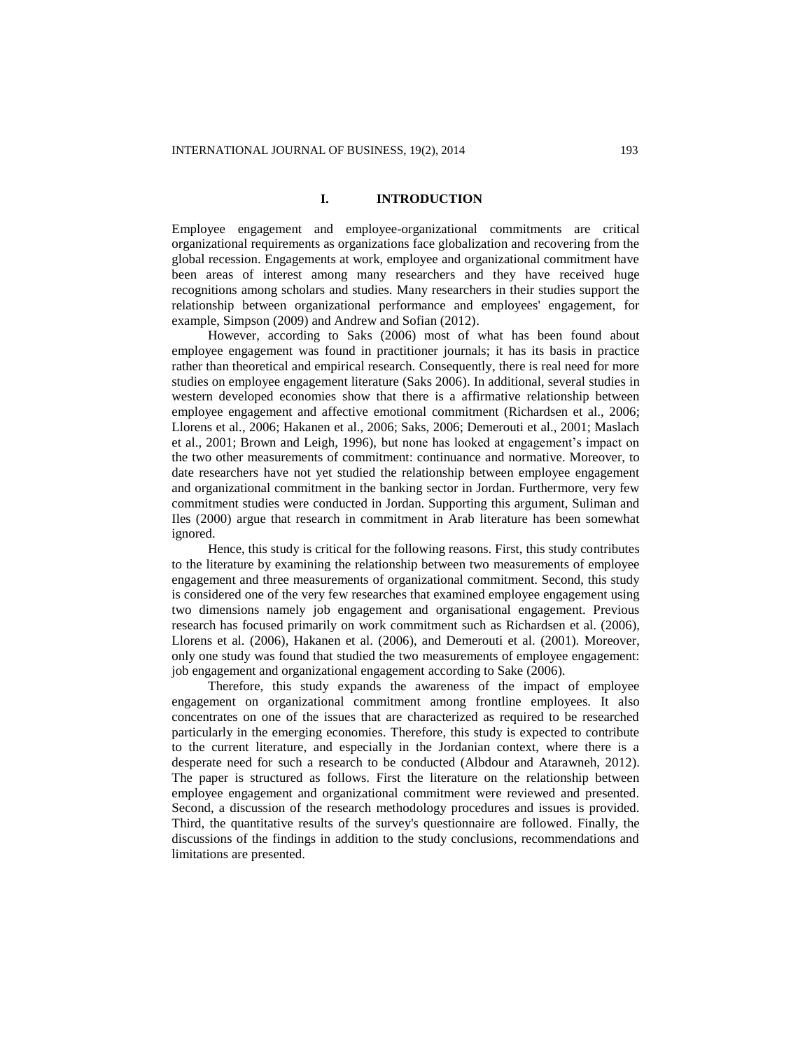# I. INTRODUCTION

Employee engagement and employee-organizational commitments are critical organizational requirements as organizations face globalization and recovering from the global recession. Engagements at work, employee and organizational commitment have been areas of interest among many researchers and they have received huge recognitions among scholars and studies. Many researchers in their studies support the relationship between organizational performance and employees' engagement, for example, Simpson (2009) and Andrew and Sofian (2012).

However, according to Saks (2006) most of what has been found about employee engagement was found in practitioner journals; it has its basis in practice rather than theoretical and empirical research. Consequently, there is real need for more studies on employee engagement literature (Saks 2006). In additional, several studies in western developed economies show that there is a affirmative relationship between employee engagement and affective emotional commitment (Richardsen et al., 2006; Llorens et al., 2006; Hakanen et al., 2006; Saks, 2006; Demerouti et al., 2001; Maslach et al., 2001; Brown and Leigh, 1996), but none has looked at engagement's impact on the two other measurements of commitment: continuance and normative. Moreover, to date researchers have not yet studied the relationship between employee engagement and organizational commitment in the banking sector in Jordan. Furthermore, very few commitment studies were conducted in Jordan. Supporting this argument, Suliman and Iles (2000) argue that research in commitment in Arab literature has been somewhat ignored.

Hence, this study is critical for the following reasons. First, this study contributes to the literature by examining the relationship between two measurements of employee engagement and three measurements of organizational commitment. Second, this study is considered one of the very few researches that examined employee engagement using two dimensions namely job engagement and organisational engagement. Previous research has focused primarily on work commitment such as Richardsen et al. (2006), Llorens et al. (2006), Hakanen et al. (2006), and Demerouti et al. (2001). Moreover, only one study was found that studied the two measurements of employee engagement: job engagement and organizational engagement according to Sake (2006).

Therefore, this study expands the awareness of the impact of employee engagement on organizational commitment among frontline employees. It also concentrates on one of the issues that are characterized as required to be researched particularly in the emerging economies. Therefore, this study is expected to contribute to the current literature, and especially in the Jordanian context, where there is a desperate need for such a research to be conducted (Albdour and Atarawneh, 2012). The paper is structured as follows. First the literature on the relationship between employee engagement and organizational commitment were reviewed and presented. Second, a discussion of the research methodology procedures and issues is provided. Third, the quantitative results of the survey's questionnaire are followed. Finally, the discussions of the findings in addition to the study conclusions, recommendations and limitations are presented.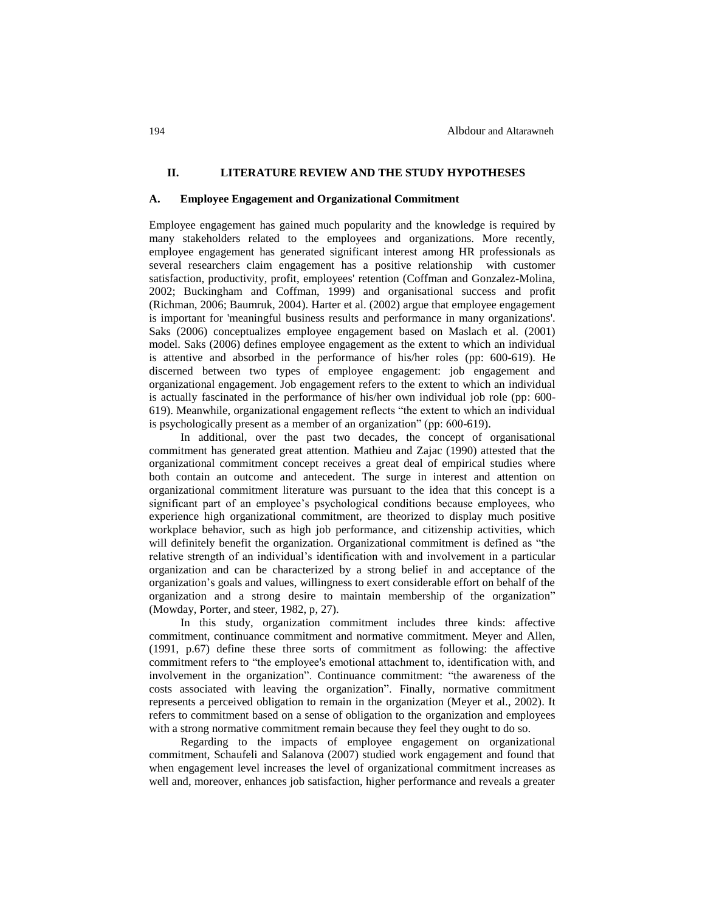## II. LITERATURE REVIEW AND THE STUDY HYPOTHESES

### A. Employee Engagement and Organizational Commitment

Employee engagement has gained much popularity and the knowledge is required by many stakeholders related to the employees and organizations. More recently, employee engagement has generated significant interest among HR professionals as several researchers claim engagement has a positive relationship with customer satisfaction, productivity, profit, employees' retention (Coffman and Gonzalez-Molina, 2002; Buckingham and Coffman, 1999) and organisational success and profit (Richman, 2006; Baumruk, 2004). Harter et al. (2002) argue that employee engagement is important for 'meaningful business results and performance in many organizations'. Saks (2006) conceptualizes employee engagement based on Maslach et al. (2001) model. Saks (2006) defines employee engagement as the extent to which an individual is attentive and absorbed in the performance of his/her roles (pp: 600-619). He discerned between two types of employee engagement: job engagement and organizational engagement. Job engagement refers to the extent to which an individual is actually fascinated in the performance of his/her own individual job role (pp: 600-619). Meanwhile, organizational engagement reflects "the extent to which an individual is psychologically present as a member of an organization" (pp: 600-619).

In additional, over the past two decades, the concept of organisational commitment has generated great attention. Mathieu and Zajac (1990) attested that the organizational commitment concept receives a great deal of empirical studies where both contain an outcome and antecedent. The surge in interest and attention on organizational commitment literature was pursuant to the idea that this concept is a significant part of an employee's psychological conditions because employees, who experience high organizational commitment, are theorized to display much positive workplace behavior, such as high job performance, and citizenship activities, which will definitely benefit the organization. Organizational commitment is defined as "the relative strength of an individual's identification with and involvement in a particular organization and can be characterized by a strong belief in and acceptance of the organization's goals and values, willingness to exert considerable effort on behalf of the organization and a strong desire to maintain membership of the organization" (Mowday, Porter, and steer, 1982, p, 27).

In this study, organization commitment includes three kinds: affective commitment, continuance commitment and normative commitment. Meyer and Allen, (1991, p.67) define these three sorts of commitment as following: the affective commitment refers to "the employee's emotional attachment to, identification with, and involvement in the organization". Continuance commitment: "the awareness of the costs associated with leaving the organization". Finally, normative commitment represents a perceived obligation to remain in the organization (Meyer et al., 2002). It refers to commitment based on a sense of obligation to the organization and employees with a strong normative commitment remain because they feel they ought to do so.

Regarding to the impacts of employee engagement on organizational commitment, Schaufeli and Salanova (2007) studied work engagement and found that when engagement level increases the level of organizational commitment increases as well and, moreover, enhances job satisfaction, higher performance and reveals a greater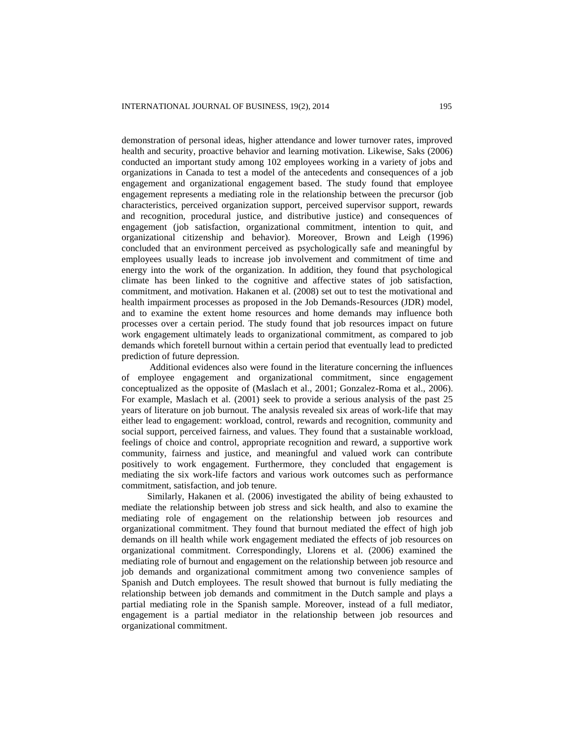demonstration of personal ideas, higher attendance and lower turnover rates, improved health and security, proactive behavior and learning motivation. Likewise, Saks (2006) conducted an important study among 102 employees working in a variety of jobs and organizations in Canada to test a model of the antecedents and consequences of a job engagement and organizational engagement based. The study found that employee engagement represents a mediating role in the relationship between the precursor (job characteristics, perceived organization support, perceived supervisor support, rewards and recognition, procedural justice, and distributive justice) and consequences of engagement (job satisfaction, organizational commitment, intention to quit, and organizational citizenship and behavior). Moreover, Brown and Leigh (1996) concluded that an environment perceived as psychologically safe and meaningful by employees usually leads to increase job involvement and commitment of time and energy into the work of the organization. In addition, they found that psychological climate has been linked to the cognitive and affective states of job satisfaction, commitment, and motivation. Hakanen et al. (2008) set out to test the motivational and health impairment processes as proposed in the Job Demands-Resources (JDR) model, and to examine the extent home resources and home demands may influence both processes over a certain period. The study found that job resources impact on future work engagement ultimately leads to organizational commitment, as compared to job demands which foretell burnout within a certain period that eventually lead to predicted prediction of future depression.

Additional evidences also were found in the literature concerning the influences of employee engagement and organizational commitment, since engagement conceptualized as the opposite of (Maslach et al., 2001; Gonzalez-Roma et al., 2006). For example, Maslach et al. (2001) seek to provide a serious analysis of the past 25 years of literature on job burnout. The analysis revealed six areas of work-life that may either lead to engagement: workload, control, rewards and recognition, community and social support, perceived fairness, and values. They found that a sustainable workload, feelings of choice and control, appropriate recognition and reward, a supportive work community, fairness and justice, and meaningful and valued work can contribute positively to work engagement. Furthermore, they concluded that engagement is mediating the six work-life factors and various work outcomes such as performance commitment, satisfaction, and job tenure.

Similarly, Hakanen et al. (2006) investigated the ability of being exhausted to mediate the relationship between job stress and sick health, and also to examine the mediating role of engagement on the relationship between job resources and organizational commitment. They found that burnout mediated the effect of high job demands on ill health while work engagement mediated the effects of job resources on organizational commitment. Correspondingly, Llorens et al. (2006) examined the mediating role of burnout and engagement on the relationship between job resource and job demands and organizational commitment among two convenience samples of Spanish and Dutch employees. The result showed that burnout is fully mediating the relationship between job demands and commitment in the Dutch sample and plays a partial mediating role in the Spanish sample. Moreover, instead of a full mediator, engagement is a partial mediator in the relationship between job resources and organizational commitment.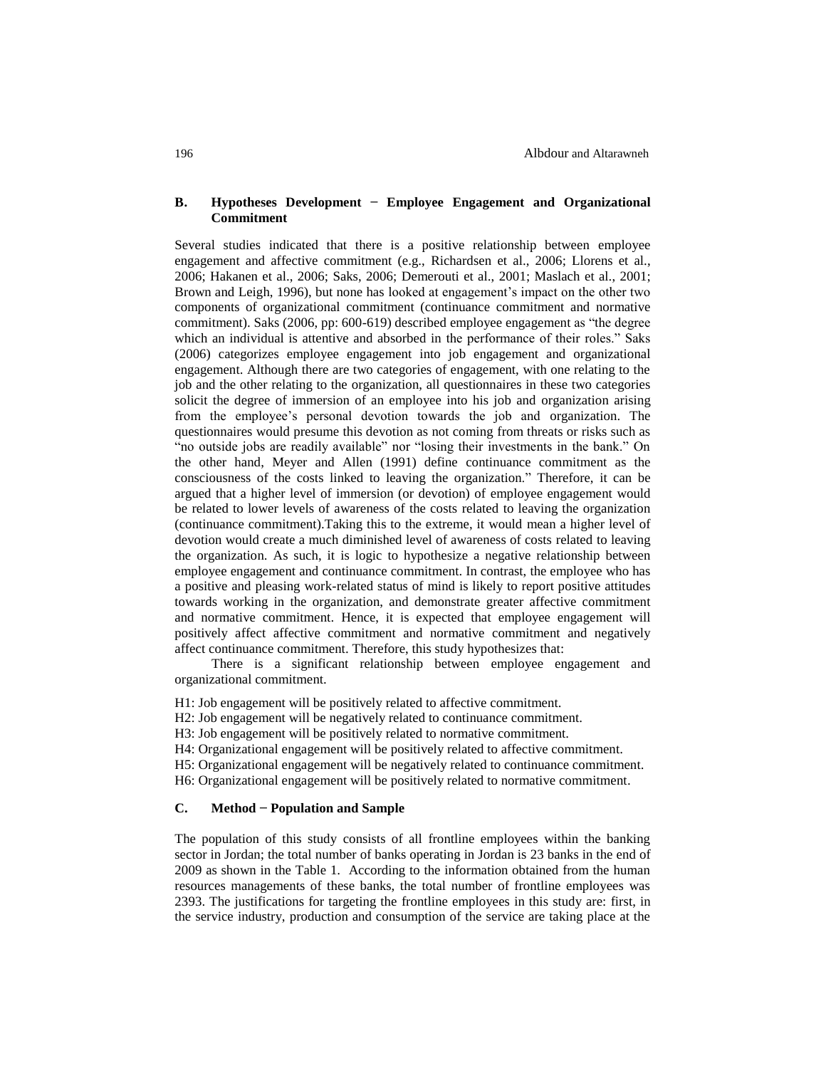### B. Hypotheses Development − Employee Engagement and Organizational Commitment

Several studies indicated that there is a positive relationship between employee engagement and affective commitment (e.g., Richardsen et al., 2006; Llorens et al., 2006; Hakanen et al., 2006; Saks, 2006; Demerouti et al., 2001; Maslach et al., 2001; Brown and Leigh, 1996), but none has looked at engagement's impact on the other two components of organizational commitment (continuance commitment and normative commitment). Saks (2006, pp: 600-619) described employee engagement as "the degree which an individual is attentive and absorbed in the performance of their roles." Saks (2006) categorizes employee engagement into job engagement and organizational engagement. Although there are two categories of engagement, with one relating to the job and the other relating to the organization, all questionnaires in these two categories solicit the degree of immersion of an employee into his job and organization arising from the employee's personal devotion towards the job and organization. The questionnaires would presume this devotion as not coming from threats or risks such as "no outside jobs are readily available" nor "losing their investments in the bank." On the other hand, Meyer and Allen (1991) define continuance commitment as the consciousness of the costs linked to leaving the organization." Therefore, it can be argued that a higher level of immersion (or devotion) of employee engagement would be related to lower levels of awareness of the costs related to leaving the organization (continuance commitment).Taking this to the extreme, it would mean a higher level of devotion would create a much diminished level of awareness of costs related to leaving the organization. As such, it is logic to hypothesize a negative relationship between employee engagement and continuance commitment. In contrast, the employee who has a positive and pleasing work-related status of mind is likely to report positive attitudes towards working in the organization, and demonstrate greater affective commitment and normative commitment. Hence, it is expected that employee engagement will positively affect affective commitment and normative commitment and negatively affect continuance commitment. Therefore, this study hypothesizes that:

There is a significant relationship between employee engagement and organizational commitment.

H1: Job engagement will be positively related to affective commitment.
H2: Job engagement will be negatively related to continuance commitment.
H3: Job engagement will be positively related to normative commitment.
H4: Organizational engagement will be positively related to affective commitment.
H5: Organizational engagement will be negatively related to continuance commitment.
H6: Organizational engagement will be positively related to normative commitment.

### C. Method − Population and Sample

The population of this study consists of all frontline employees within the banking sector in Jordan; the total number of banks operating in Jordan is 23 banks in the end of 2009 as shown in the Table 1. According to the information obtained from the human resources managements of these banks, the total number of frontline employees was 2393. The justifications for targeting the frontline employees in this study are: first, in the service industry, production and consumption of the service are taking place at the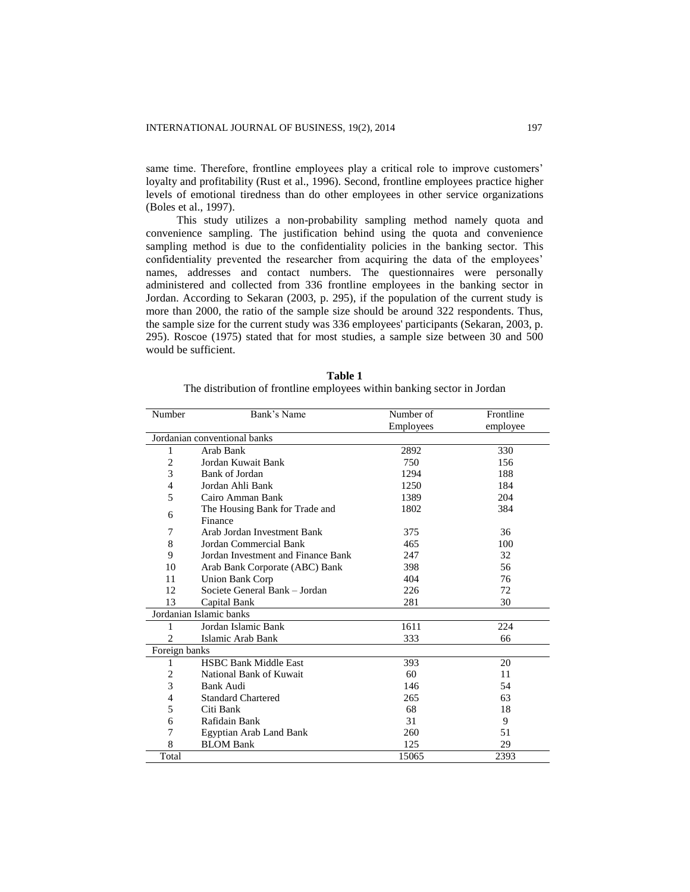same time. Therefore, frontline employees play a critical role to improve customers' loyalty and profitability (Rust et al., 1996). Second, frontline employees practice higher levels of emotional tiredness than do other employees in other service organizations (Boles et al., 1997).

This study utilizes a non-probability sampling method namely quota and convenience sampling. The justification behind using the quota and convenience sampling method is due to the confidentiality policies in the banking sector. This confidentiality prevented the researcher from acquiring the data of the employees' names, addresses and contact numbers. The questionnaires were personally administered and collected from 336 frontline employees in the banking sector in Jordan. According to Sekaran (2003, p. 295), if the population of the current study is more than 2000, the ratio of the sample size should be around 322 respondents. Thus, the sample size for the current study was 336 employees' participants (Sekaran, 2003, p. 295). Roscoe (1975) stated that for most studies, a sample size between 30 and 500 would be sufficient.

**Table 1**
The distribution of frontline employees within banking sector in Jordan

| Number | Bank's Name | Number of Employees | Frontline employee |
|---|---|---|---|
| Jordanian conventional banks | | | |
| 1 | Arab Bank | 2892 | 330 |
| 2 | Jordan Kuwait Bank | 750 | 156 |
| 3 | Bank of Jordan | 1294 | 188 |
| 4 | Jordan Ahli Bank | 1250 | 184 |
| 5 | Cairo Amman Bank | 1389 | 204 |
| 6 | The Housing Bank for Trade and Finance | 1802 | 384 |
| 7 | Arab Jordan Investment Bank | 375 | 36 |
| 8 | Jordan Commercial Bank | 465 | 100 |
| 9 | Jordan Investment and Finance Bank | 247 | 32 |
| 10 | Arab Bank Corporate (ABC) Bank | 398 | 56 |
| 11 | Union Bank Corp | 404 | 76 |
| 12 | Societe General Bank – Jordan | 226 | 72 |
| 13 | Capital Bank | 281 | 30 |
| Jordanian Islamic banks | | | |
| 1 | Jordan Islamic Bank | 1611 | 224 |
| 2 | Islamic Arab Bank | 333 | 66 |
| Foreign banks | | | |
| 1 | HSBC Bank Middle East | 393 | 20 |
| 2 | National Bank of Kuwait | 60 | 11 |
| 3 | Bank Audi | 146 | 54 |
| 4 | Standard Chartered | 265 | 63 |
| 5 | Citi Bank | 68 | 18 |
| 6 | Rafidain Bank | 31 | 9 |
| 7 | Egyptian Arab Land Bank | 260 | 51 |
| 8 | BLOM Bank | 125 | 29 |
| Total | | 15065 | 2393 |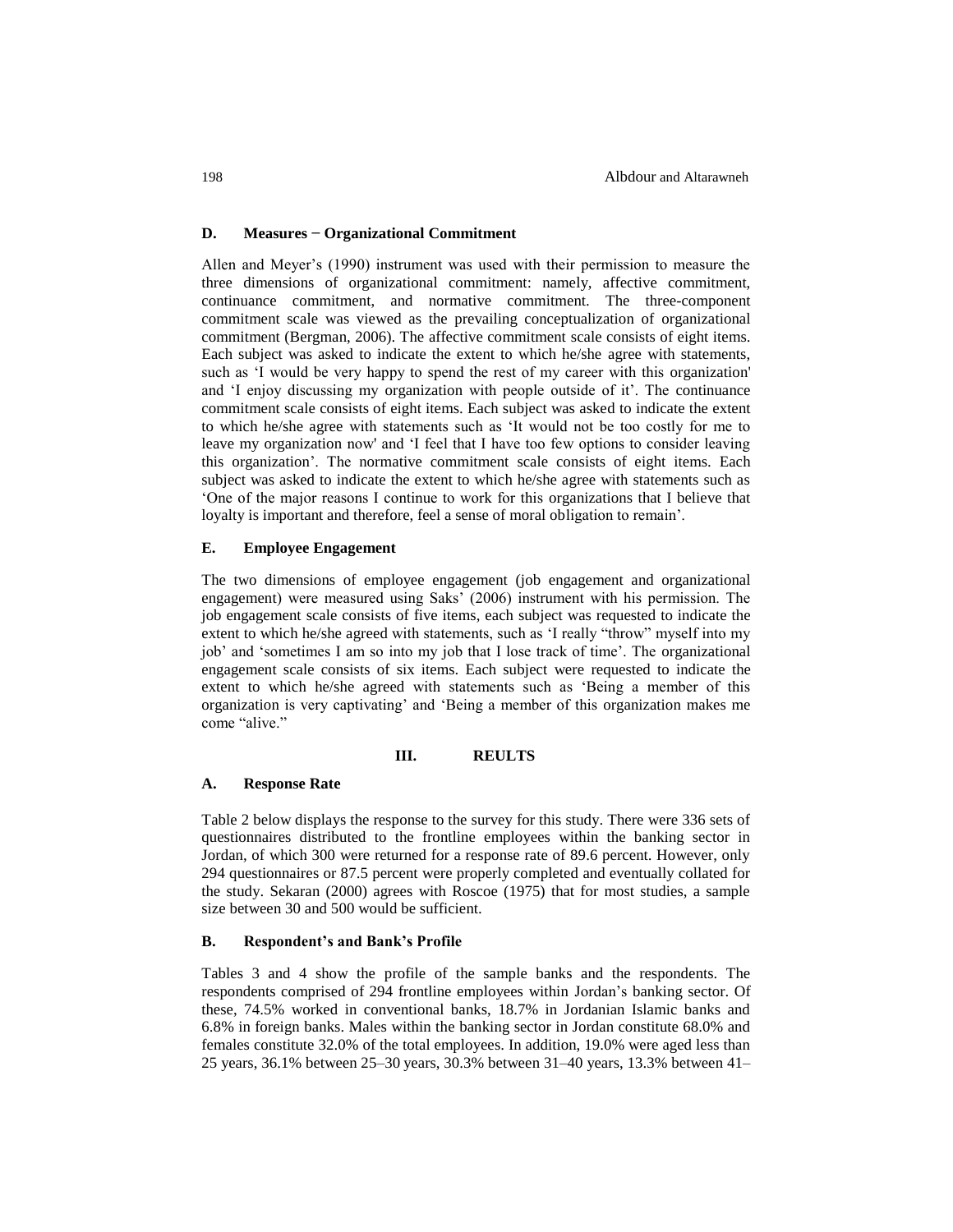### D. Measures − Organizational Commitment

Allen and Meyer's (1990) instrument was used with their permission to measure the three dimensions of organizational commitment: namely, affective commitment, continuance commitment, and normative commitment. The three-component commitment scale was viewed as the prevailing conceptualization of organizational commitment (Bergman, 2006). The affective commitment scale consists of eight items. Each subject was asked to indicate the extent to which he/she agree with statements, such as 'I would be very happy to spend the rest of my career with this organization' and 'I enjoy discussing my organization with people outside of it'. The continuance commitment scale consists of eight items. Each subject was asked to indicate the extent to which he/she agree with statements such as 'It would not be too costly for me to leave my organization now' and 'I feel that I have too few options to consider leaving this organization'. The normative commitment scale consists of eight items. Each subject was asked to indicate the extent to which he/she agree with statements such as 'One of the major reasons I continue to work for this organizations that I believe that loyalty is important and therefore, feel a sense of moral obligation to remain'.

### E. Employee Engagement

The two dimensions of employee engagement (job engagement and organizational engagement) were measured using Saks' (2006) instrument with his permission. The job engagement scale consists of five items, each subject was requested to indicate the extent to which he/she agreed with statements, such as 'I really "throw" myself into my job' and 'sometimes I am so into my job that I lose track of time'. The organizational engagement scale consists of six items. Each subject were requested to indicate the extent to which he/she agreed with statements such as 'Being a member of this organization is very captivating' and 'Being a member of this organization makes me come "alive."

## III. REULTS

### A. Response Rate

Table 2 below displays the response to the survey for this study. There were 336 sets of questionnaires distributed to the frontline employees within the banking sector in Jordan, of which 300 were returned for a response rate of 89.6 percent. However, only 294 questionnaires or 87.5 percent were properly completed and eventually collated for the study. Sekaran (2000) agrees with Roscoe (1975) that for most studies, a sample size between 30 and 500 would be sufficient.

### B. Respondent's and Bank's Profile

Tables 3 and 4 show the profile of the sample banks and the respondents. The respondents comprised of 294 frontline employees within Jordan's banking sector. Of these, 74.5% worked in conventional banks, 18.7% in Jordanian Islamic banks and 6.8% in foreign banks. Males within the banking sector in Jordan constitute 68.0% and females constitute 32.0% of the total employees. In addition, 19.0% were aged less than 25 years, 36.1% between 25–30 years, 30.3% between 31–40 years, 13.3% between 41–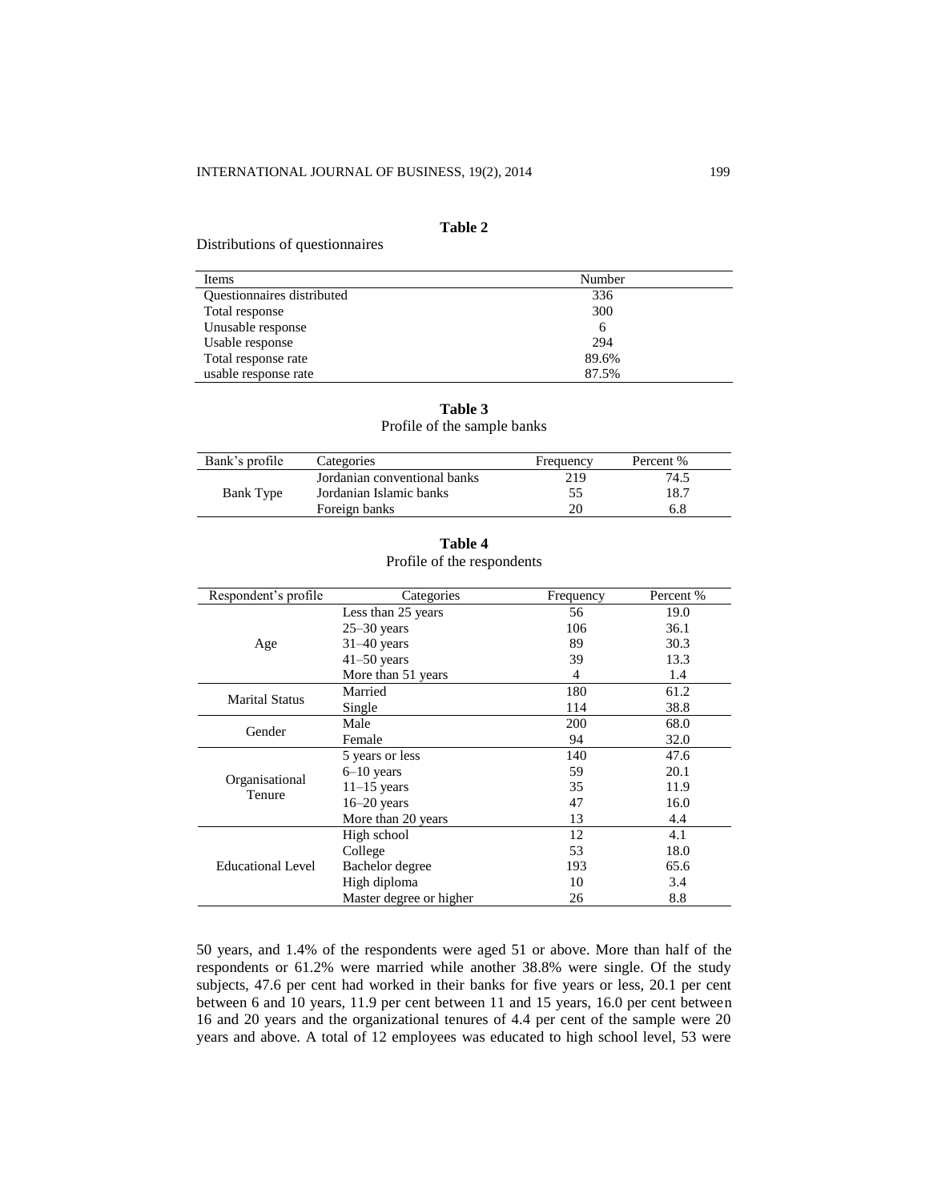**Table 2**

Distributions of questionnaires

| Items | Number |
|---|---|
| Questionnaires distributed | 336 |
| Total response | 300 |
| Unusable response | 6 |
| Usable response | 294 |
| Total response rate | 89.6% |
| usable response rate | 87.5% |

**Table 3**

Profile of the sample banks

| Bank's profile | Categories | Frequency | Percent % |
|---|---|---|---|
| Bank Type | Jordanian conventional banks | 219 | 74.5 |
| | Jordanian Islamic banks | 55 | 18.7 |
| | Foreign banks | 20 | 6.8 |

**Table 4**

Profile of the respondents

| Respondent's profile | Categories | Frequency | Percent % |
|---|---|---|---|
| Age | Less than 25 years | 56 | 19.0 |
| | 25–30 years | 106 | 36.1 |
| | 31–40 years | 89 | 30.3 |
| | 41–50 years | 39 | 13.3 |
| | More than 51 years | 4 | 1.4 |
| Marital Status | Married | 180 | 61.2 |
| | Single | 114 | 38.8 |
| Gender | Male | 200 | 68.0 |
| | Female | 94 | 32.0 |
| Organisational Tenure | 5 years or less | 140 | 47.6 |
| | 6–10 years | 59 | 20.1 |
| | 11–15 years | 35 | 11.9 |
| | 16–20 years | 47 | 16.0 |
| | More than 20 years | 13 | 4.4 |
| Educational Level | High school | 12 | 4.1 |
| | College | 53 | 18.0 |
| | Bachelor degree | 193 | 65.6 |
| | High diploma | 10 | 3.4 |
| | Master degree or higher | 26 | 8.8 |

50 years, and 1.4% of the respondents were aged 51 or above. More than half of the respondents or 61.2% were married while another 38.8% were single. Of the study subjects, 47.6 per cent had worked in their banks for five years or less, 20.1 per cent between 6 and 10 years, 11.9 per cent between 11 and 15 years, 16.0 per cent between 16 and 20 years and the organizational tenures of 4.4 per cent of the sample were 20 years and above. A total of 12 employees was educated to high school level, 53 were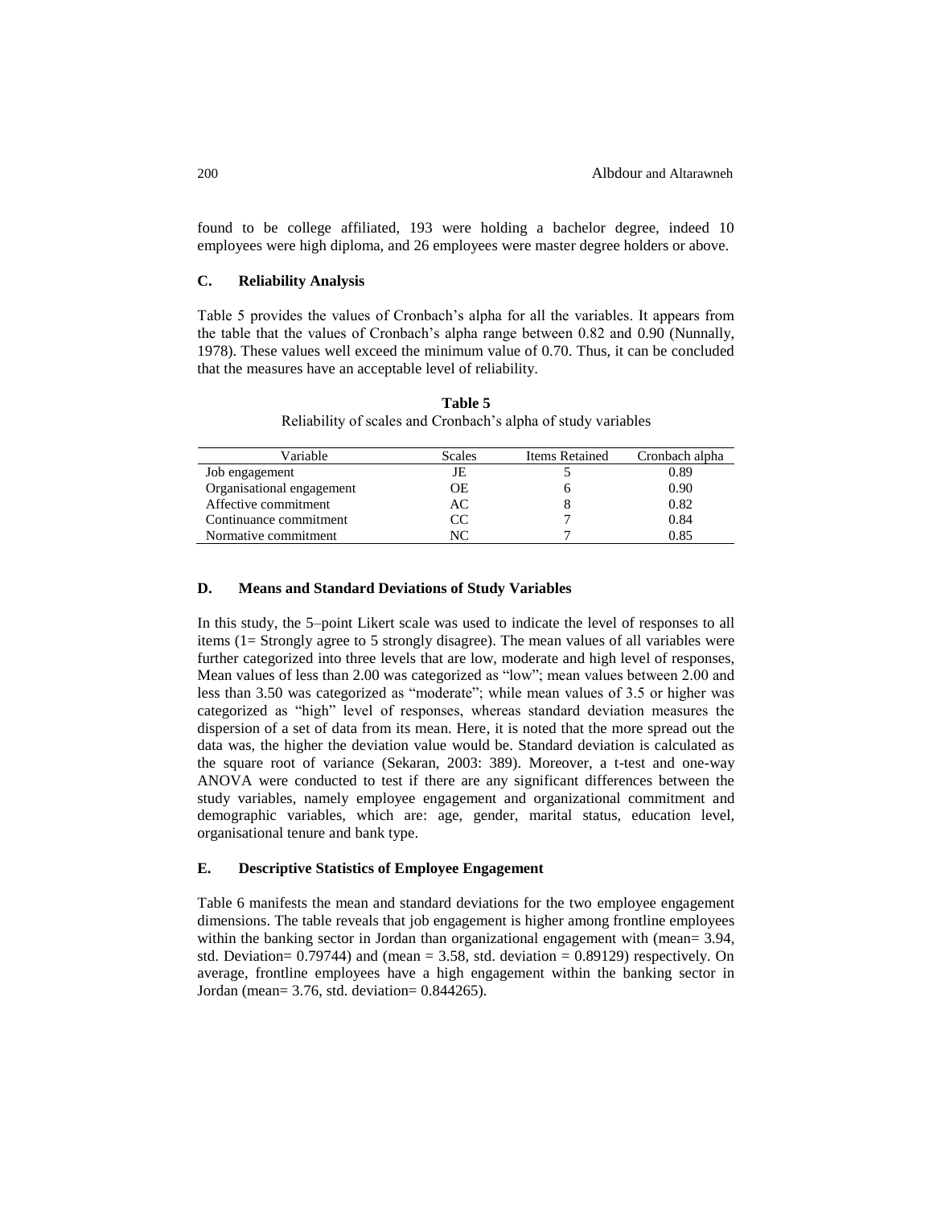found to be college affiliated, 193 were holding a bachelor degree, indeed 10 employees were high diploma, and 26 employees were master degree holders or above.

### C. Reliability Analysis

Table 5 provides the values of Cronbach's alpha for all the variables. It appears from the table that the values of Cronbach's alpha range between 0.82 and 0.90 (Nunnally, 1978). These values well exceed the minimum value of 0.70. Thus, it can be concluded that the measures have an acceptable level of reliability.

**Table 5**
Reliability of scales and Cronbach's alpha of study variables

| Variable | Scales | Items Retained | Cronbach alpha |
|---|---|---|---|
| Job engagement | JE | 5 | 0.89 |
| Organisational engagement | OE | 6 | 0.90 |
| Affective commitment | AC | 8 | 0.82 |
| Continuance commitment | CC | 7 | 0.84 |
| Normative commitment | NC | 7 | 0.85 |

### D. Means and Standard Deviations of Study Variables

In this study, the 5–point Likert scale was used to indicate the level of responses to all items (1= Strongly agree to 5 strongly disagree). The mean values of all variables were further categorized into three levels that are low, moderate and high level of responses, Mean values of less than 2.00 was categorized as "low"; mean values between 2.00 and less than 3.50 was categorized as "moderate"; while mean values of 3.5 or higher was categorized as "high" level of responses, whereas standard deviation measures the dispersion of a set of data from its mean. Here, it is noted that the more spread out the data was, the higher the deviation value would be. Standard deviation is calculated as the square root of variance (Sekaran, 2003: 389). Moreover, a t-test and one-way ANOVA were conducted to test if there are any significant differences between the study variables, namely employee engagement and organizational commitment and demographic variables, which are: age, gender, marital status, education level, organisational tenure and bank type.

### E. Descriptive Statistics of Employee Engagement

Table 6 manifests the mean and standard deviations for the two employee engagement dimensions. The table reveals that job engagement is higher among frontline employees within the banking sector in Jordan than organizational engagement with (mean= 3.94, std. Deviation= 0.79744) and (mean = 3.58, std. deviation = 0.89129) respectively. On average, frontline employees have a high engagement within the banking sector in Jordan (mean= 3.76, std. deviation= 0.844265).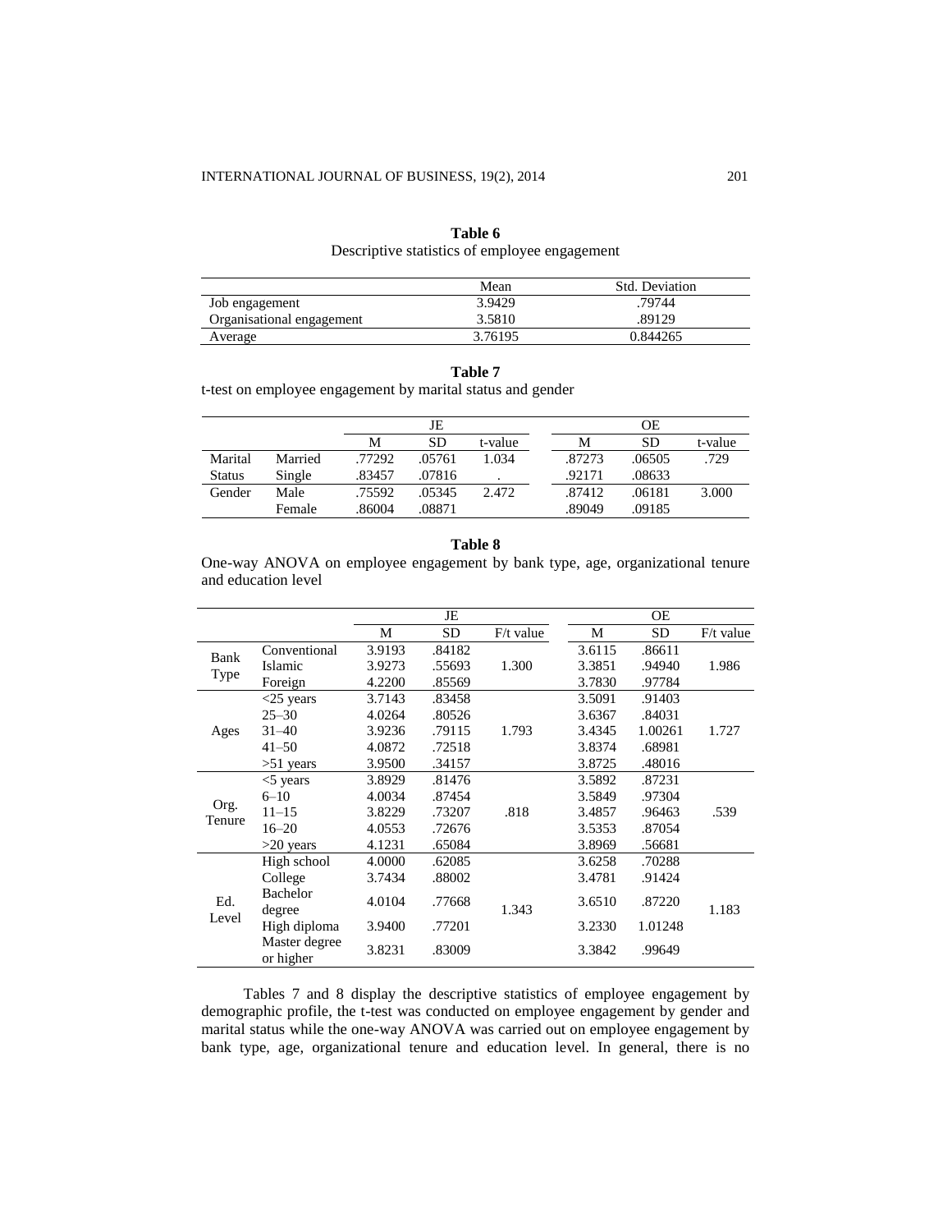**Table 6**

Descriptive statistics of employee engagement

| | Mean | Std. Deviation |
|---|---|---|
| Job engagement | 3.9429 | .79744 |
| Organisational engagement | 3.5810 | .89129 |
| Average | 3.76195 | 0.844265 |

**Table 7**

t-test on employee engagement by marital status and gender

| | | JE | | | OE | | |
|---|---|---|---|---|---|---|---|
| | | M | SD | t-value | M | SD | t-value |
| Marital Status | Married | .77292 | .05761 | 1.034 | .87273 | .06505 | .729 |
| | Single | .83457 | .07816 | . | .92171 | .08633 | |
| Gender | Male | .75592 | .05345 | 2.472 | .87412 | .06181 | 3.000 |
| | Female | .86004 | .08871 | | .89049 | .09185 | |

**Table 8**

One-way ANOVA on employee engagement by bank type, age, organizational tenure and education level

| | | JE | | | OE | | |
|---|---|---|---|---|---|---|---|
| | | M | SD | F/t value | M | SD | F/t value |
| Bank Type | Conventional | 3.9193 | .84182 | 1.300 | 3.6115 | .86611 | 1.986 |
| | Islamic | 3.9273 | .55693 | | 3.3851 | .94940 | |
| | Foreign | 4.2200 | .85569 | | 3.7830 | .97784 | |
| Ages | <25 years | 3.7143 | .83458 | 1.793 | 3.5091 | .91403 | 1.727 |
| | 25–30 | 4.0264 | .80526 | | 3.6367 | .84031 | |
| | 31–40 | 3.9236 | .79115 | | 3.4345 | 1.00261 | |
| | 41–50 | 4.0872 | .72518 | | 3.8374 | .68981 | |
| | >51 years | 3.9500 | .34157 | | 3.8725 | .48016 | |
| Org. Tenure | <5 years | 3.8929 | .81476 | .818 | 3.5892 | .87231 | .539 |
| | 6–10 | 4.0034 | .87454 | | 3.5849 | .97304 | |
| | 11–15 | 3.8229 | .73207 | | 3.4857 | .96463 | |
| | 16–20 | 4.0553 | .72676 | | 3.5353 | .87054 | |
| | >20 years | 4.1231 | .65084 | | 3.8969 | .56681 | |
| Ed. Level | High school | 4.0000 | .62085 | 1.343 | 3.6258 | .70288 | 1.183 |
| | College | 3.7434 | .88002 | | 3.4781 | .91424 | |
| | Bachelor degree | 4.0104 | .77668 | | 3.6510 | .87220 | |
| | High diploma | 3.9400 | .77201 | | 3.2330 | 1.01248 | |
| | Master degree or higher | 3.8231 | .83009 | | 3.3842 | .99649 | |

Tables 7 and 8 display the descriptive statistics of employee engagement by demographic profile, the t-test was conducted on employee engagement by gender and marital status while the one-way ANOVA was carried out on employee engagement by bank type, age, organizational tenure and education level. In general, there is no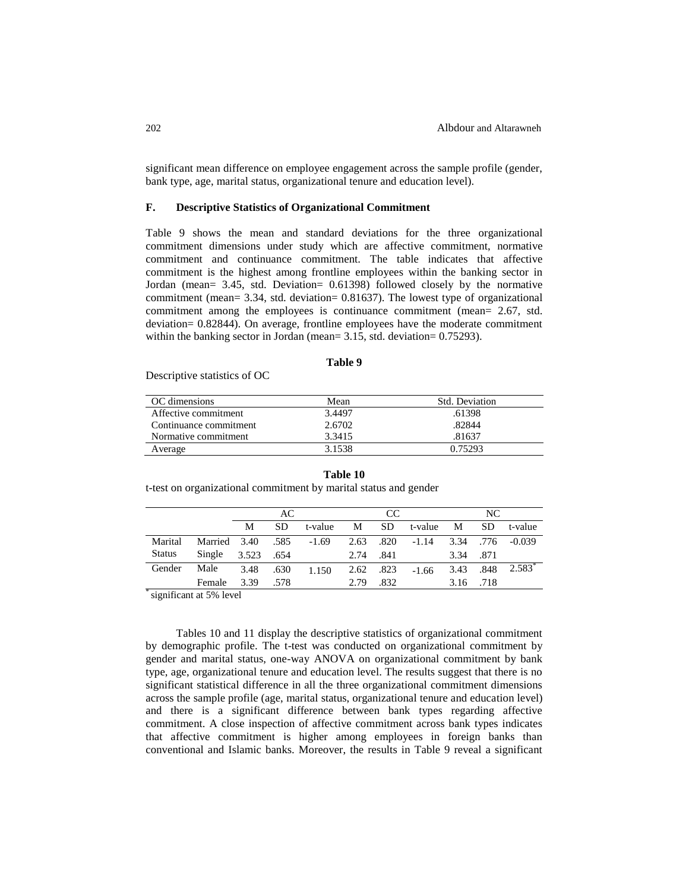significant mean difference on employee engagement across the sample profile (gender, bank type, age, marital status, organizational tenure and education level).

### F. Descriptive Statistics of Organizational Commitment

Table 9 shows the mean and standard deviations for the three organizational commitment dimensions under study which are affective commitment, normative commitment and continuance commitment. The table indicates that affective commitment is the highest among frontline employees within the banking sector in Jordan (mean= 3.45, std. Deviation= 0.61398) followed closely by the normative commitment (mean= 3.34, std. deviation= 0.81637). The lowest type of organizational commitment among the employees is continuance commitment (mean= 2.67, std. deviation= 0.82844). On average, frontline employees have the moderate commitment within the banking sector in Jordan (mean= 3.15, std. deviation= 0.75293).

**Table 9**

Descriptive statistics of OC

| OC dimensions | Mean | Std. Deviation |
|---|---|---|
| Affective commitment | 3.4497 | .61398 |
| Continuance commitment | 2.6702 | .82844 |
| Normative commitment | 3.3415 | .81637 |
| Average | 3.1538 | 0.75293 |

**Table 10**

t-test on organizational commitment by marital status and gender

| | | AC | | | CC | | | NC | | |
|---|---|---|---|---|---|---|---|---|---|---|
| | | M | SD | t-value | M | SD | t-value | M | SD | t-value |
| Marital Status | Married | 3.40 | .585 | -1.69 | 2.63 | .820 | -1.14 | 3.34 | .776 | -0.039 |
| | Single | 3.523 | .654 | | 2.74 | .841 | | 3.34 | .871 | |
| Gender | Male | 3.48 | .630 | 1.150 | 2.62 | .823 | -1.66 | 3.43 | .848 | 2.583* |
| | Female | 3.39 | .578 | | 2.79 | .832 | | 3.16 | .718 | |

\* significant at 5% level

Tables 10 and 11 display the descriptive statistics of organizational commitment by demographic profile. The t-test was conducted on organizational commitment by gender and marital status, one-way ANOVA on organizational commitment by bank type, age, organizational tenure and education level. The results suggest that there is no significant statistical difference in all the three organizational commitment dimensions across the sample profile (age, marital status, organizational tenure and education level) and there is a significant difference between bank types regarding affective commitment. A close inspection of affective commitment across bank types indicates that affective commitment is higher among employees in foreign banks than conventional and Islamic banks. Moreover, the results in Table 9 reveal a significant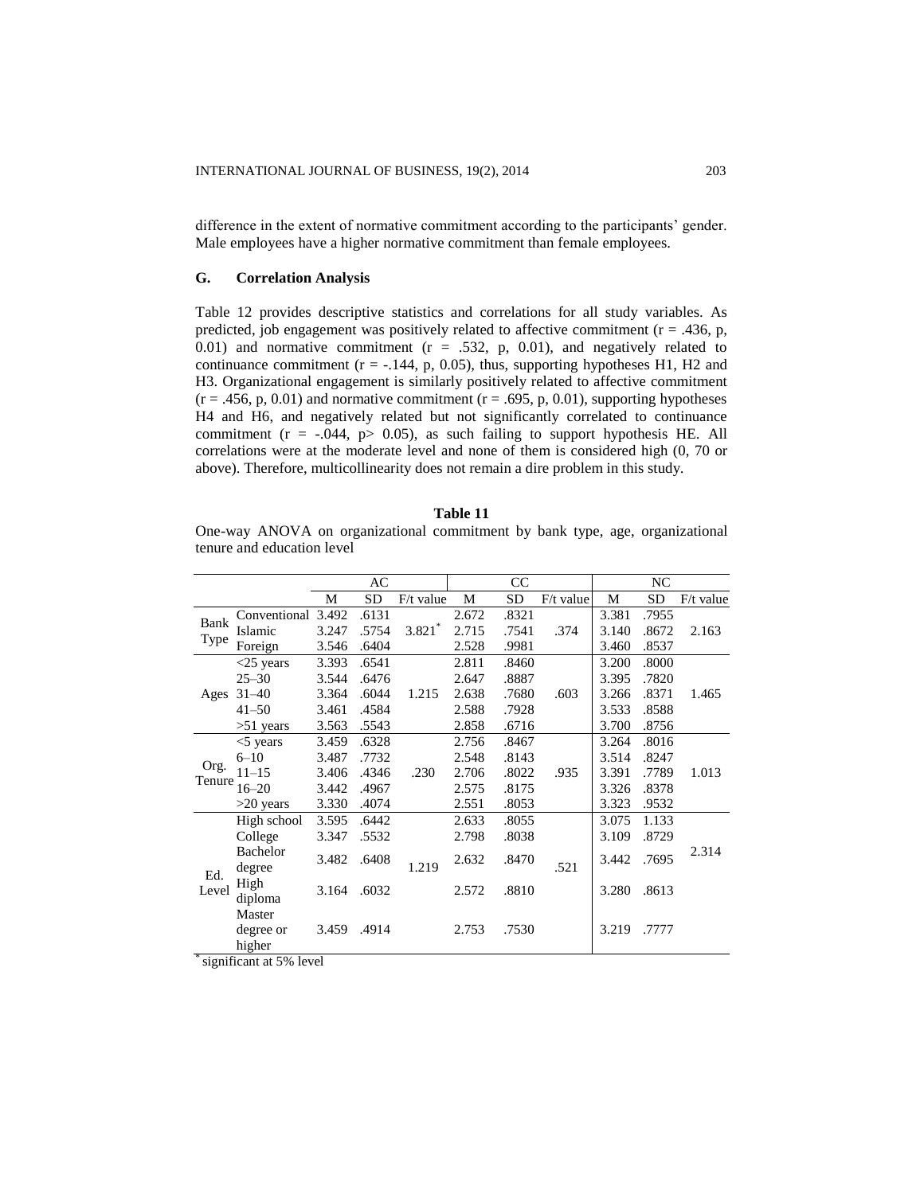difference in the extent of normative commitment according to the participants' gender. Male employees have a higher normative commitment than female employees.

### G. Correlation Analysis

Table 12 provides descriptive statistics and correlations for all study variables. As predicted, job engagement was positively related to affective commitment (r = .436, p, 0.01) and normative commitment (r = .532, p, 0.01), and negatively related to continuance commitment (r = -.144, p, 0.05), thus, supporting hypotheses H1, H2 and H3. Organizational engagement is similarly positively related to affective commitment (r = .456, p, 0.01) and normative commitment (r = .695, p, 0.01), supporting hypotheses H4 and H6, and negatively related but not significantly correlated to continuance commitment (r = -.044, p> 0.05), as such failing to support hypothesis HE. All correlations were at the moderate level and none of them is considered high (0, 70 or above). Therefore, multicollinearity does not remain a dire problem in this study.

**Table 11**

One-way ANOVA on organizational commitment by bank type, age, organizational tenure and education level

| | | AC | | | CC | | | NC | | |
|---|---|---|---|---|---|---|---|---|---|---|
| | | M | SD | F/t value | M | SD | F/t value | M | SD | F/t value |
| Bank Type | Conventional | 3.492 | .6131 | 3.821* | 2.672 | .8321 | .374 | 3.381 | .7955 | 2.163 |
| | Islamic | 3.247 | .5754 | | 2.715 | .7541 | | 3.140 | .8672 | |
| | Foreign | 3.546 | .6404 | | 2.528 | .9981 | | 3.460 | .8537 | |
| Ages | <25 years | 3.393 | .6541 | 1.215 | 2.811 | .8460 | .603 | 3.200 | .8000 | 1.465 |
| | 25–30 | 3.544 | .6476 | | 2.647 | .8887 | | 3.395 | .7820 | |
| | 31–40 | 3.364 | .6044 | | 2.638 | .7680 | | 3.266 | .8371 | |
| | 41–50 | 3.461 | .4584 | | 2.588 | .7928 | | 3.533 | .8588 | |
| | >51 years | 3.563 | .5543 | | 2.858 | .6716 | | 3.700 | .8756 | |
| Org. Tenure | <5 years | 3.459 | .6328 | .230 | 2.756 | .8467 | .935 | 3.264 | .8016 | 1.013 |
| | 6–10 | 3.487 | .7732 | | 2.548 | .8143 | | 3.514 | .8247 | |
| | 11–15 | 3.406 | .4346 | | 2.706 | .8022 | | 3.391 | .7789 | |
| | 16–20 | 3.442 | .4967 | | 2.575 | .8175 | | 3.326 | .8378 | |
| | >20 years | 3.330 | .4074 | | 2.551 | .8053 | | 3.323 | .9532 | |
| Ed. Level | High school | 3.595 | .6442 | 1.219 | 2.633 | .8055 | .521 | 3.075 | 1.133 | 2.314 |
| | College | 3.347 | .5532 | | 2.798 | .8038 | | 3.109 | .8729 | |
| | Bachelor degree | 3.482 | .6408 | | 2.632 | .8470 | | 3.442 | .7695 | |
| | High diploma | 3.164 | .6032 | | 2.572 | .8810 | | 3.280 | .8613 | |
| | Master degree or higher | 3.459 | .4914 | | 2.753 | .7530 | | 3.219 | .7777 | |

\* significant at 5% level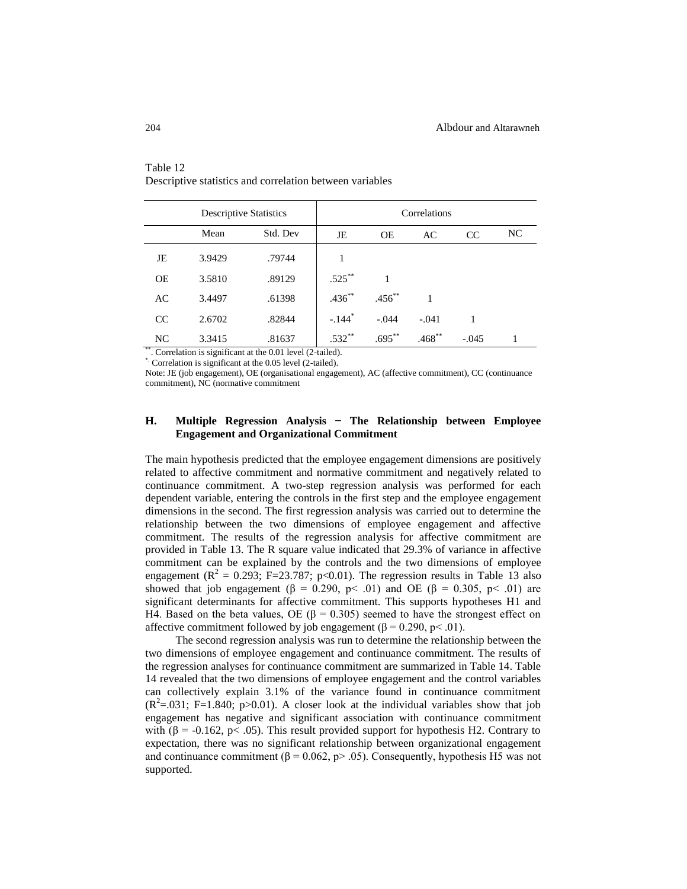Table 12
Descriptive statistics and correlation between variables

| | Descriptive Statistics | | Correlations | | | | |
|---|---|---|---|---|---|---|---|
| | Mean | Std. Dev | JE | OE | AC | CC | NC |
| JE | 3.9429 | .79744 | 1 | | | | |
| OE | 3.5810 | .89129 | .525** | 1 | | | |
| AC | 3.4497 | .61398 | .436** | .456** | 1 | | |
| CC | 2.6702 | .82844 | -.144* | -.044 | -.041 | 1 | |
| NC | 3.3415 | .81637 | .532** | .695** | .468** | -.045 | 1 |

**. Correlation is significant at the 0.01 level (2-tailed).

*. Correlation is significant at the 0.05 level (2-tailed).

Note: JE (job engagement), OE (organisational engagement), AC (affective commitment), CC (continuance commitment), NC (normative commitment

### H. Multiple Regression Analysis − The Relationship between Employee Engagement and Organizational Commitment

The main hypothesis predicted that the employee engagement dimensions are positively related to affective commitment and normative commitment and negatively related to continuance commitment. A two-step regression analysis was performed for each dependent variable, entering the controls in the first step and the employee engagement dimensions in the second. The first regression analysis was carried out to determine the relationship between the two dimensions of employee engagement and affective commitment. The results of the regression analysis for affective commitment are provided in Table 13. The R square value indicated that 29.3% of variance in affective commitment can be explained by the controls and the two dimensions of employee engagement ($R^2$ = 0.293; F=23.787; p<0.01). The regression results in Table 13 also showed that job engagement (β = 0.290, p< .01) and OE (β = 0.305, p< .01) are significant determinants for affective commitment. This supports hypotheses H1 and H4. Based on the beta values, OE (β = 0.305) seemed to have the strongest effect on affective commitment followed by job engagement (β = 0.290, p< .01).

The second regression analysis was run to determine the relationship between the two dimensions of employee engagement and continuance commitment. The results of the regression analyses for continuance commitment are summarized in Table 14. Table 14 revealed that the two dimensions of employee engagement and the control variables can collectively explain 3.1% of the variance found in continuance commitment ($R^2$=.031; F=1.840; p>0.01). A closer look at the individual variables show that job engagement has negative and significant association with continuance commitment with (β = -0.162, p< .05). This result provided support for hypothesis H2. Contrary to expectation, there was no significant relationship between organizational engagement and continuance commitment (β = 0.062, p> .05). Consequently, hypothesis H5 was not supported.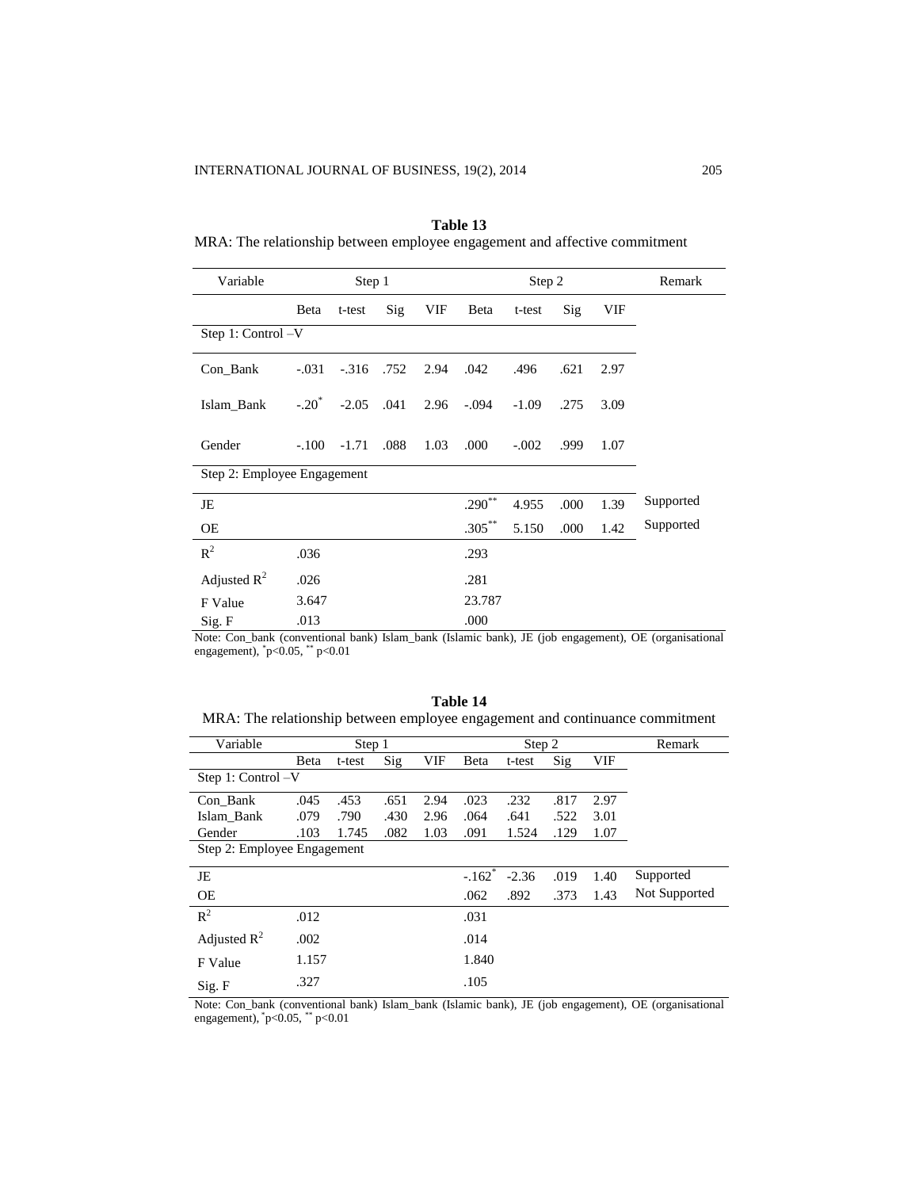**Table 13**

MRA: The relationship between employee engagement and affective commitment

| Variable | Step 1 | | | | Step 2 | | | | Remark |
|---|---|---|---|---|---|---|---|---|---|
| | Beta | t-test | Sig | VIF | Beta | t-test | Sig | VIF | |
| Step 1: Control –V | | | | | | | | | |
| Con_Bank | -.031 | -.316 | .752 | 2.94 | .042 | .496 | .621 | 2.97 | |
| Islam_Bank | -.20* | -2.05 | .041 | 2.96 | -.094 | -1.09 | .275 | 3.09 | |
| Gender | -.100 | -1.71 | .088 | 1.03 | .000 | -.002 | .999 | 1.07 | |
| Step 2: Employee Engagement | | | | | | | | | |
| JE | | | | | .290** | 4.955 | .000 | 1.39 | Supported |
| OE | | | | | .305** | 5.150 | .000 | 1.42 | Supported |
| $R^2$ | .036 | | | | .293 | | | | |
| Adjusted $R^2$ | .026 | | | | .281 | | | | |
| F Value | 3.647 | | | | 23.787 | | | | |
| Sig. F | .013 | | | | .000 | | | | |

Note: Con_bank (conventional bank) Islam_bank (Islamic bank), JE (job engagement), OE (organisational engagement), *p<0.05, ** p<0.01

**Table 14**

MRA: The relationship between employee engagement and continuance commitment

| Variable | Step 1 | | | | Step 2 | | | | Remark |
|---|---|---|---|---|---|---|---|---|---|
| | Beta | t-test | Sig | VIF | Beta | t-test | Sig | VIF | |
| Step 1: Control –V | | | | | | | | | |
| Con_Bank | .045 | .453 | .651 | 2.94 | .023 | .232 | .817 | 2.97 | |
| Islam_Bank | .079 | .790 | .430 | 2.96 | .064 | .641 | .522 | 3.01 | |
| Gender | .103 | 1.745 | .082 | 1.03 | .091 | 1.524 | .129 | 1.07 | |
| Step 2: Employee Engagement | | | | | | | | | |
| JE | | | | | -.162* | -2.36 | .019 | 1.40 | Supported |
| OE | | | | | .062 | .892 | .373 | 1.43 | Not Supported |
| $R^2$ | .012 | | | | .031 | | | | |
| Adjusted $R^2$ | .002 | | | | .014 | | | | |
| F Value | 1.157 | | | | 1.840 | | | | |
| Sig. F | .327 | | | | .105 | | | | |

Note: Con_bank (conventional bank) Islam_bank (Islamic bank), JE (job engagement), OE (organisational engagement), *p<0.05, ** p<0.01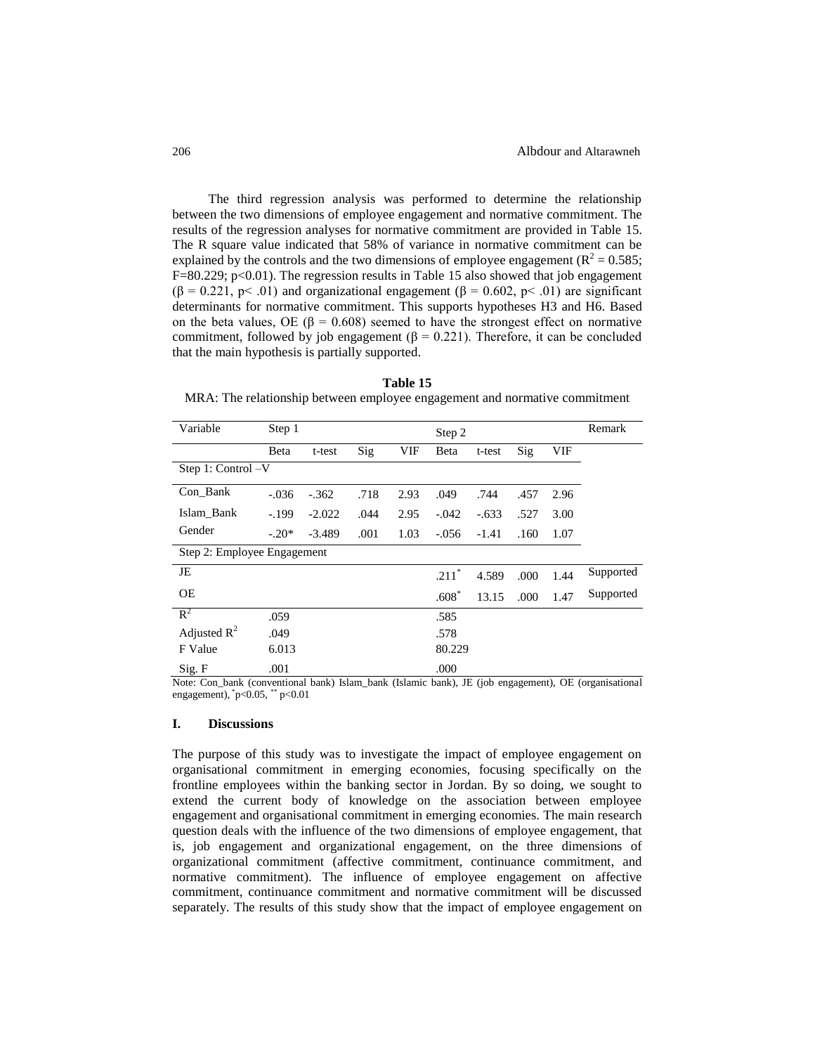The third regression analysis was performed to determine the relationship between the two dimensions of employee engagement and normative commitment. The results of the regression analyses for normative commitment are provided in Table 15. The R square value indicated that 58% of variance in normative commitment can be explained by the controls and the two dimensions of employee engagement ($R^2 = 0.585$; F=80.229; p<0.01). The regression results in Table 15 also showed that job engagement (β = 0.221, p< .01) and organizational engagement (β = 0.602, p< .01) are significant determinants for normative commitment. This supports hypotheses H3 and H6. Based on the beta values, OE (β = 0.608) seemed to have the strongest effect on normative commitment, followed by job engagement (β = 0.221). Therefore, it can be concluded that the main hypothesis is partially supported.

**Table 15**

MRA: The relationship between employee engagement and normative commitment

| Variable | Step 1 | | | | Step 2 | | | | Remark |
|---|---|---|---|---|---|---|---|---|---|
| | Beta | t-test | Sig | VIF | Beta | t-test | Sig | VIF | |
| Step 1: Control –V | | | | | | | | | |
| Con_Bank | -.036 | -.362 | .718 | 2.93 | .049 | .744 | .457 | 2.96 | |
| Islam_Bank | -.199 | -2.022 | .044 | 2.95 | -.042 | -.633 | .527 | 3.00 | |
| Gender | -.20* | -3.489 | .001 | 1.03 | -.056 | -1.41 | .160 | 1.07 | |
| Step 2: Employee Engagement | | | | | | | | | |
| JE | | | | | .211* | 4.589 | .000 | 1.44 | Supported |
| OE | | | | | .608* | 13.15 | .000 | 1.47 | Supported |
| $R^2$ | .059 | | | | .585 | | | | |
| Adjusted $R^2$ | .049 | | | | .578 | | | | |
| F Value | 6.013 | | | | 80.229 | | | | |
| Sig. F | .001 | | | | .000 | | | | |

Note: Con_bank (conventional bank) Islam_bank (Islamic bank), JE (job engagement), OE (organisational engagement), *p<0.05, ** p<0.01

## I. Discussions

The purpose of this study was to investigate the impact of employee engagement on organisational commitment in emerging economies, focusing specifically on the frontline employees within the banking sector in Jordan. By so doing, we sought to extend the current body of knowledge on the association between employee engagement and organisational commitment in emerging economies. The main research question deals with the influence of the two dimensions of employee engagement, that is, job engagement and organizational engagement, on the three dimensions of organizational commitment (affective commitment, continuance commitment, and normative commitment). The influence of employee engagement on affective commitment, continuance commitment and normative commitment will be discussed separately. The results of this study show that the impact of employee engagement on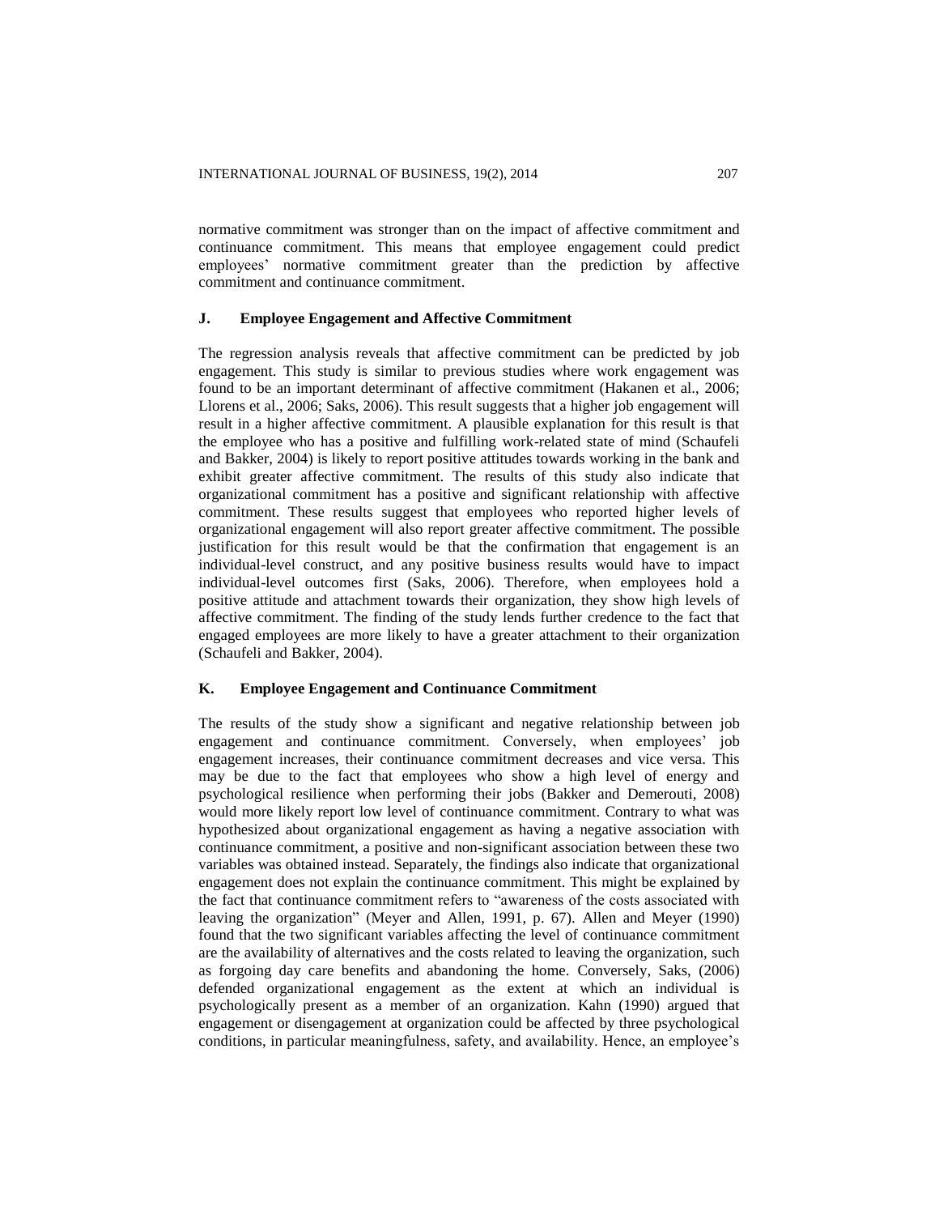normative commitment was stronger than on the impact of affective commitment and continuance commitment. This means that employee engagement could predict employees' normative commitment greater than the prediction by affective commitment and continuance commitment.

### J. Employee Engagement and Affective Commitment

The regression analysis reveals that affective commitment can be predicted by job engagement. This study is similar to previous studies where work engagement was found to be an important determinant of affective commitment (Hakanen et al., 2006; Llorens et al., 2006; Saks, 2006). This result suggests that a higher job engagement will result in a higher affective commitment. A plausible explanation for this result is that the employee who has a positive and fulfilling work-related state of mind (Schaufeli and Bakker, 2004) is likely to report positive attitudes towards working in the bank and exhibit greater affective commitment. The results of this study also indicate that organizational commitment has a positive and significant relationship with affective commitment. These results suggest that employees who reported higher levels of organizational engagement will also report greater affective commitment. The possible justification for this result would be that the confirmation that engagement is an individual-level construct, and any positive business results would have to impact individual-level outcomes first (Saks, 2006). Therefore, when employees hold a positive attitude and attachment towards their organization, they show high levels of affective commitment. The finding of the study lends further credence to the fact that engaged employees are more likely to have a greater attachment to their organization (Schaufeli and Bakker, 2004).

### K. Employee Engagement and Continuance Commitment

The results of the study show a significant and negative relationship between job engagement and continuance commitment. Conversely, when employees' job engagement increases, their continuance commitment decreases and vice versa. This may be due to the fact that employees who show a high level of energy and psychological resilience when performing their jobs (Bakker and Demerouti, 2008) would more likely report low level of continuance commitment. Contrary to what was hypothesized about organizational engagement as having a negative association with continuance commitment, a positive and non-significant association between these two variables was obtained instead. Separately, the findings also indicate that organizational engagement does not explain the continuance commitment. This might be explained by the fact that continuance commitment refers to "awareness of the costs associated with leaving the organization" (Meyer and Allen, 1991, p. 67). Allen and Meyer (1990) found that the two significant variables affecting the level of continuance commitment are the availability of alternatives and the costs related to leaving the organization, such as forgoing day care benefits and abandoning the home. Conversely, Saks, (2006) defended organizational engagement as the extent at which an individual is psychologically present as a member of an organization. Kahn (1990) argued that engagement or disengagement at organization could be affected by three psychological conditions, in particular meaningfulness, safety, and availability. Hence, an employee's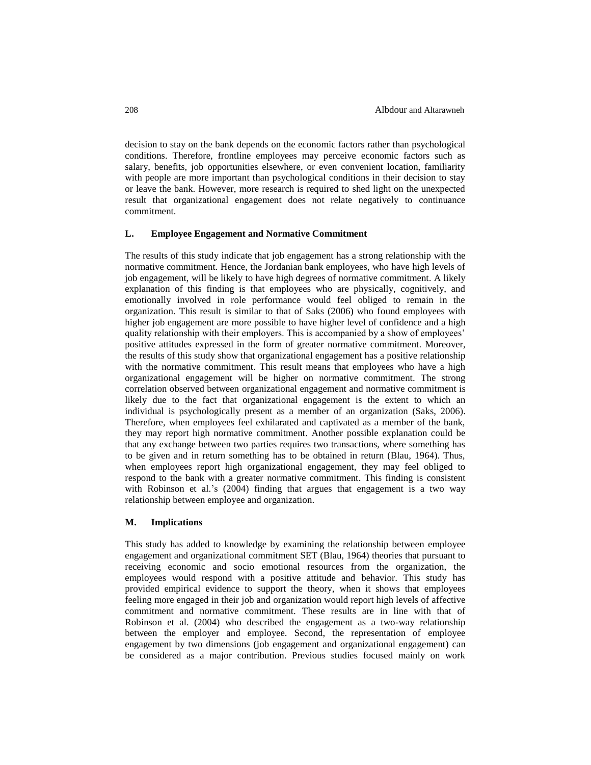decision to stay on the bank depends on the economic factors rather than psychological conditions. Therefore, frontline employees may perceive economic factors such as salary, benefits, job opportunities elsewhere, or even convenient location, familiarity with people are more important than psychological conditions in their decision to stay or leave the bank. However, more research is required to shed light on the unexpected result that organizational engagement does not relate negatively to continuance commitment.

### L. Employee Engagement and Normative Commitment

The results of this study indicate that job engagement has a strong relationship with the normative commitment. Hence, the Jordanian bank employees, who have high levels of job engagement, will be likely to have high degrees of normative commitment. A likely explanation of this finding is that employees who are physically, cognitively, and emotionally involved in role performance would feel obliged to remain in the organization. This result is similar to that of Saks (2006) who found employees with higher job engagement are more possible to have higher level of confidence and a high quality relationship with their employers. This is accompanied by a show of employees' positive attitudes expressed in the form of greater normative commitment. Moreover, the results of this study show that organizational engagement has a positive relationship with the normative commitment. This result means that employees who have a high organizational engagement will be higher on normative commitment. The strong correlation observed between organizational engagement and normative commitment is likely due to the fact that organizational engagement is the extent to which an individual is psychologically present as a member of an organization (Saks, 2006). Therefore, when employees feel exhilarated and captivated as a member of the bank, they may report high normative commitment. Another possible explanation could be that any exchange between two parties requires two transactions, where something has to be given and in return something has to be obtained in return (Blau, 1964). Thus, when employees report high organizational engagement, they may feel obliged to respond to the bank with a greater normative commitment. This finding is consistent with Robinson et al.'s (2004) finding that argues that engagement is a two way relationship between employee and organization.

### M. Implications

This study has added to knowledge by examining the relationship between employee engagement and organizational commitment SET (Blau, 1964) theories that pursuant to receiving economic and socio emotional resources from the organization, the employees would respond with a positive attitude and behavior. This study has provided empirical evidence to support the theory, when it shows that employees feeling more engaged in their job and organization would report high levels of affective commitment and normative commitment. These results are in line with that of Robinson et al. (2004) who described the engagement as a two-way relationship between the employer and employee. Second, the representation of employee engagement by two dimensions (job engagement and organizational engagement) can be considered as a major contribution. Previous studies focused mainly on work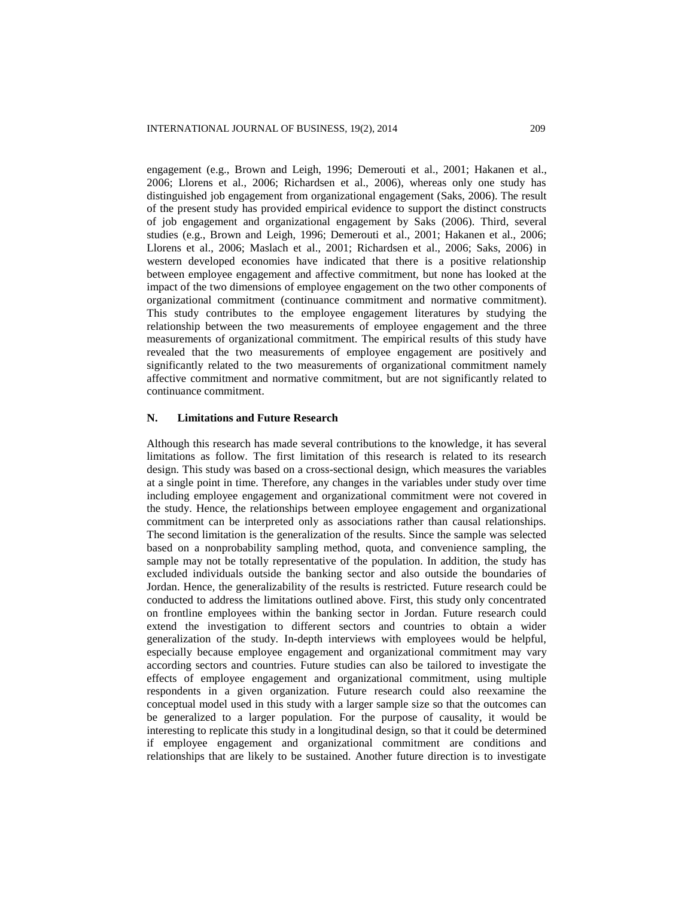engagement (e.g., Brown and Leigh, 1996; Demerouti et al., 2001; Hakanen et al., 2006; Llorens et al., 2006; Richardsen et al., 2006), whereas only one study has distinguished job engagement from organizational engagement (Saks, 2006). The result of the present study has provided empirical evidence to support the distinct constructs of job engagement and organizational engagement by Saks (2006). Third, several studies (e.g., Brown and Leigh, 1996; Demerouti et al., 2001; Hakanen et al., 2006; Llorens et al., 2006; Maslach et al., 2001; Richardsen et al., 2006; Saks, 2006) in western developed economies have indicated that there is a positive relationship between employee engagement and affective commitment, but none has looked at the impact of the two dimensions of employee engagement on the two other components of organizational commitment (continuance commitment and normative commitment). This study contributes to the employee engagement literatures by studying the relationship between the two measurements of employee engagement and the three measurements of organizational commitment. The empirical results of this study have revealed that the two measurements of employee engagement are positively and significantly related to the two measurements of organizational commitment namely affective commitment and normative commitment, but are not significantly related to continuance commitment.

## N. Limitations and Future Research

Although this research has made several contributions to the knowledge, it has several limitations as follow. The first limitation of this research is related to its research design. This study was based on a cross-sectional design, which measures the variables at a single point in time. Therefore, any changes in the variables under study over time including employee engagement and organizational commitment were not covered in the study. Hence, the relationships between employee engagement and organizational commitment can be interpreted only as associations rather than causal relationships. The second limitation is the generalization of the results. Since the sample was selected based on a nonprobability sampling method, quota, and convenience sampling, the sample may not be totally representative of the population. In addition, the study has excluded individuals outside the banking sector and also outside the boundaries of Jordan. Hence, the generalizability of the results is restricted. Future research could be conducted to address the limitations outlined above. First, this study only concentrated on frontline employees within the banking sector in Jordan. Future research could extend the investigation to different sectors and countries to obtain a wider generalization of the study. In-depth interviews with employees would be helpful, especially because employee engagement and organizational commitment may vary according sectors and countries. Future studies can also be tailored to investigate the effects of employee engagement and organizational commitment, using multiple respondents in a given organization. Future research could also reexamine the conceptual model used in this study with a larger sample size so that the outcomes can be generalized to a larger population. For the purpose of causality, it would be interesting to replicate this study in a longitudinal design, so that it could be determined if employee engagement and organizational commitment are conditions and relationships that are likely to be sustained. Another future direction is to investigate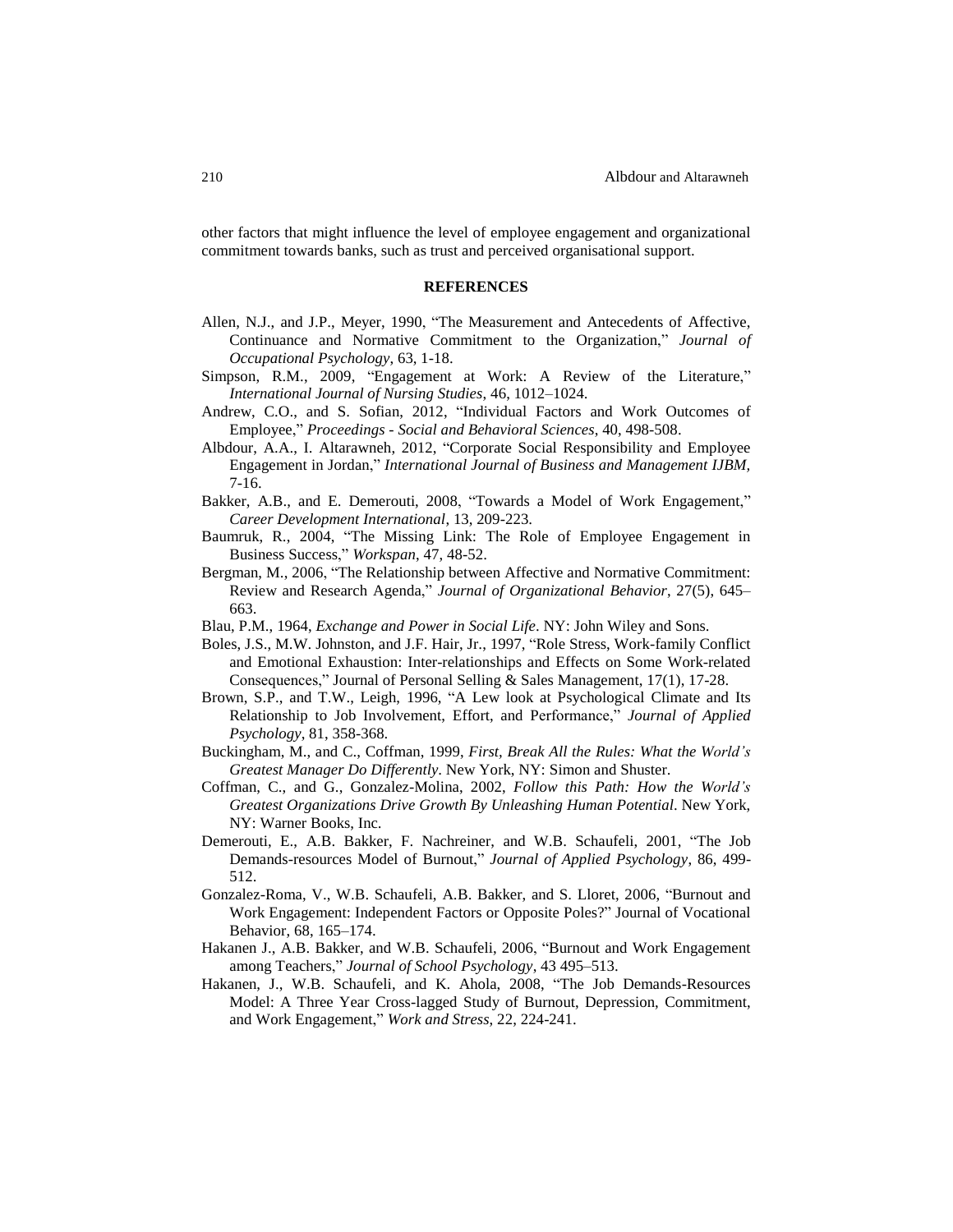other factors that might influence the level of employee engagement and organizational commitment towards banks, such as trust and perceived organisational support.

## REFERENCES

Allen, N.J., and J.P., Meyer, 1990, "The Measurement and Antecedents of Affective, Continuance and Normative Commitment to the Organization," *Journal of Occupational Psychology*, 63, 1-18.

Simpson, R.M., 2009, "Engagement at Work: A Review of the Literature," *International Journal of Nursing Studies*, 46, 1012–1024.

Andrew, C.O., and S. Sofian, 2012, "Individual Factors and Work Outcomes of Employee," *Proceedings - Social and Behavioral Sciences*, 40, 498-508.

Albdour, A.A., I. Altarawneh, 2012, "Corporate Social Responsibility and Employee Engagement in Jordan," *International Journal of Business and Management IJBM,* 7-16.

Bakker, A.B., and E. Demerouti, 2008, "Towards a Model of Work Engagement," *Career Development International*, 13, 209-223.

Baumruk, R., 2004, "The Missing Link: The Role of Employee Engagement in Business Success," *Workspan*, 47, 48-52.

Bergman, M., 2006, "The Relationship between Affective and Normative Commitment: Review and Research Agenda," *Journal of Organizational Behavior*, 27(5), 645–663.

Blau, P.M., 1964, *Exchange and Power in Social Life*. NY: John Wiley and Sons.

Boles, J.S., M.W. Johnston, and J.F. Hair, Jr., 1997, "Role Stress, Work-family Conflict and Emotional Exhaustion: Inter-relationships and Effects on Some Work-related Consequences," Journal of Personal Selling & Sales Management, 17(1), 17-28.

Brown, S.P., and T.W., Leigh, 1996, "A Lew look at Psychological Climate and Its Relationship to Job Involvement, Effort, and Performance," *Journal of Applied Psychology*, 81, 358-368.

Buckingham, M., and C., Coffman, 1999, *First, Break All the Rules: What the World's Greatest Manager Do Differently*. New York, NY: Simon and Shuster.

Coffman, C., and G., Gonzalez-Molina, 2002, *Follow this Path: How the World's Greatest Organizations Drive Growth By Unleashing Human Potential*. New York, NY: Warner Books, Inc.

Demerouti, E., A.B. Bakker, F. Nachreiner, and W.B. Schaufeli, 2001, "The Job Demands-resources Model of Burnout," *Journal of Applied Psychology*, 86, 499-512.

Gonzalez-Roma, V., W.B. Schaufeli, A.B. Bakker, and S. Lloret, 2006, "Burnout and Work Engagement: Independent Factors or Opposite Poles?" Journal of Vocational Behavior, 68, 165–174.

Hakanen J., A.B. Bakker, and W.B. Schaufeli, 2006, "Burnout and Work Engagement among Teachers," *Journal of School Psychology*, 43 495–513.

Hakanen, J., W.B. Schaufeli, and K. Ahola, 2008, "The Job Demands-Resources Model: A Three Year Cross-lagged Study of Burnout, Depression, Commitment, and Work Engagement," *Work and Stress*, 22, 224-241.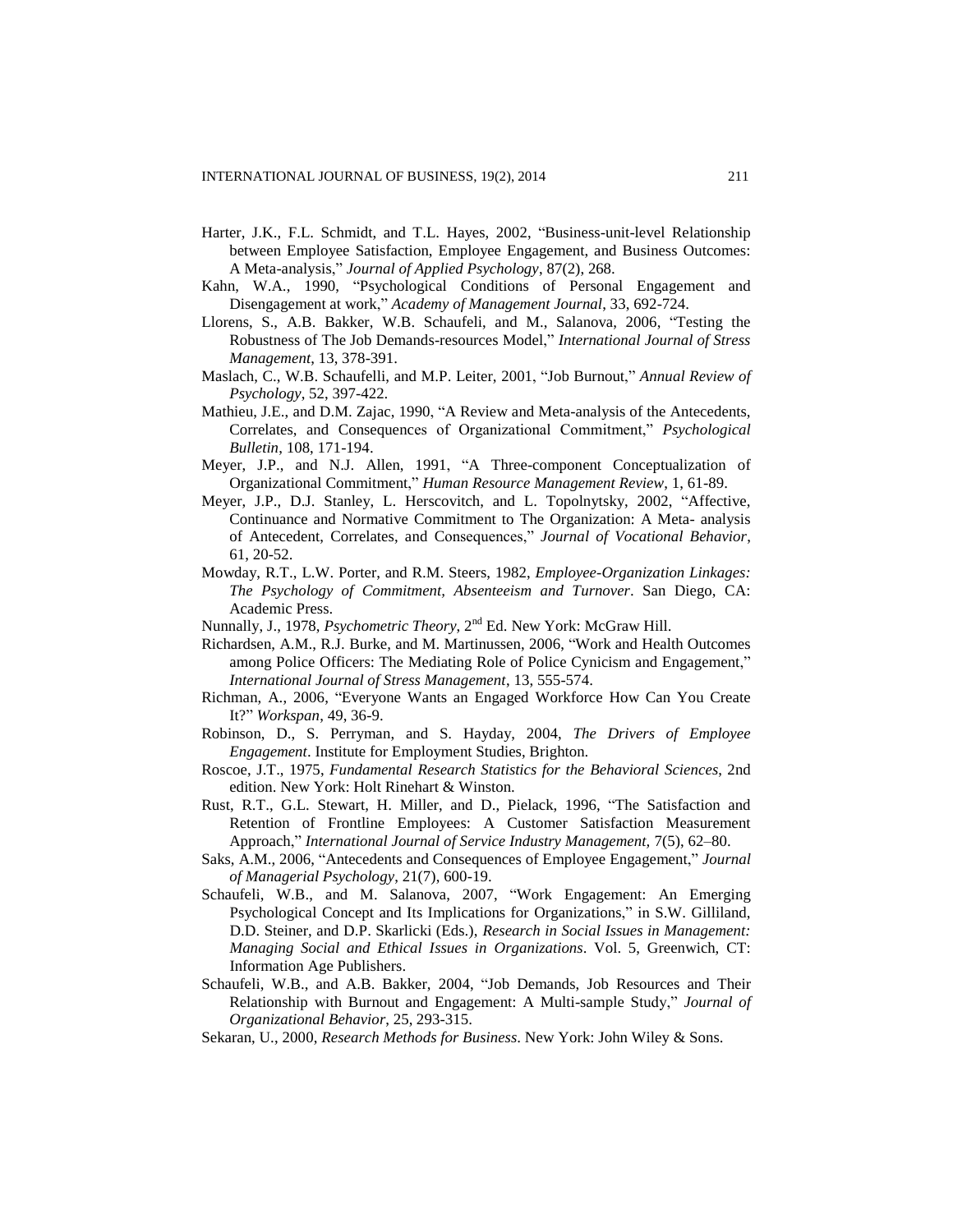Harter, J.K., F.L. Schmidt, and T.L. Hayes, 2002, "Business-unit-level Relationship between Employee Satisfaction, Employee Engagement, and Business Outcomes: A Meta-analysis," *Journal of Applied Psychology*, 87(2), 268.

Kahn, W.A., 1990, "Psychological Conditions of Personal Engagement and Disengagement at work," *Academy of Management Journal*, 33, 692-724.

Llorens, S., A.B. Bakker, W.B. Schaufeli, and M., Salanova, 2006, "Testing the Robustness of The Job Demands-resources Model," *International Journal of Stress Management*, 13, 378-391.

Maslach, C., W.B. Schaufelli, and M.P. Leiter, 2001, "Job Burnout," *Annual Review of Psychology*, 52, 397-422.

Mathieu, J.E., and D.M. Zajac, 1990, "A Review and Meta-analysis of the Antecedents, Correlates, and Consequences of Organizational Commitment," *Psychological Bulletin*, 108, 171-194.

Meyer, J.P., and N.J. Allen, 1991, "A Three-component Conceptualization of Organizational Commitment," *Human Resource Management Review*, 1, 61-89.

Meyer, J.P., D.J. Stanley, L. Herscovitch, and L. Topolnytsky, 2002, "Affective, Continuance and Normative Commitment to The Organization: A Meta- analysis of Antecedent, Correlates, and Consequences," *Journal of Vocational Behavior*, 61, 20-52.

Mowday, R.T., L.W. Porter, and R.M. Steers, 1982, *Employee-Organization Linkages: The Psychology of Commitment, Absenteeism and Turnover*. San Diego, CA: Academic Press.

Nunnally, J., 1978, *Psychometric Theory*, 2nd Ed. New York: McGraw Hill.

Richardsen, A.M., R.J. Burke, and M. Martinussen, 2006, "Work and Health Outcomes among Police Officers: The Mediating Role of Police Cynicism and Engagement," *International Journal of Stress Management*, 13, 555-574.

Richman, A., 2006, "Everyone Wants an Engaged Workforce How Can You Create It?" *Workspan*, 49, 36-9.

Robinson, D., S. Perryman, and S. Hayday, 2004, *The Drivers of Employee Engagement*. Institute for Employment Studies, Brighton.

Roscoe, J.T., 1975, *Fundamental Research Statistics for the Behavioral Sciences*, 2nd edition. New York: Holt Rinehart & Winston.

Rust, R.T., G.L. Stewart, H. Miller, and D., Pielack, 1996, "The Satisfaction and Retention of Frontline Employees: A Customer Satisfaction Measurement Approach," *International Journal of Service Industry Management*, 7(5), 62–80.

Saks, A.M., 2006, "Antecedents and Consequences of Employee Engagement," *Journal of Managerial Psychology*, 21(7), 600-19.

Schaufeli, W.B., and M. Salanova, 2007, "Work Engagement: An Emerging Psychological Concept and Its Implications for Organizations," in S.W. Gilliland, D.D. Steiner, and D.P. Skarlicki (Eds.), *Research in Social Issues in Management: Managing Social and Ethical Issues in Organizations*. Vol. 5, Greenwich, CT: Information Age Publishers.

Schaufeli, W.B., and A.B. Bakker, 2004, "Job Demands, Job Resources and Their Relationship with Burnout and Engagement: A Multi-sample Study," *Journal of Organizational Behavior*, 25, 293-315.

Sekaran, U., 2000, *Research Methods for Business*. New York: John Wiley & Sons.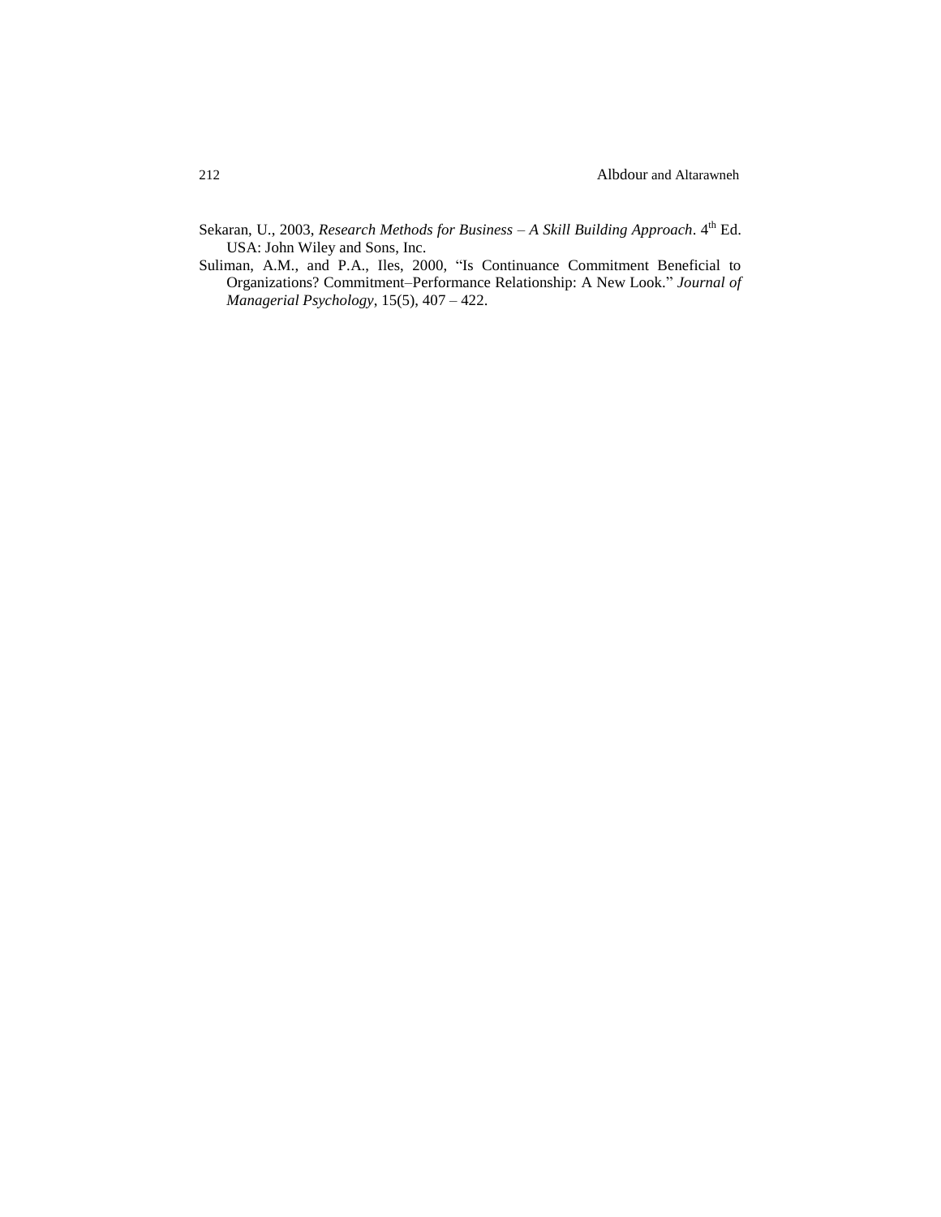Sekaran, U., 2003, *Research Methods for Business – A Skill Building Approach*. 4th Ed. USA: John Wiley and Sons, Inc.

Suliman, A.M., and P.A., Iles, 2000, "Is Continuance Commitment Beneficial to Organizations? Commitment–Performance Relationship: A New Look." *Journal of Managerial Psychology*, 15(5), 407 – 422.